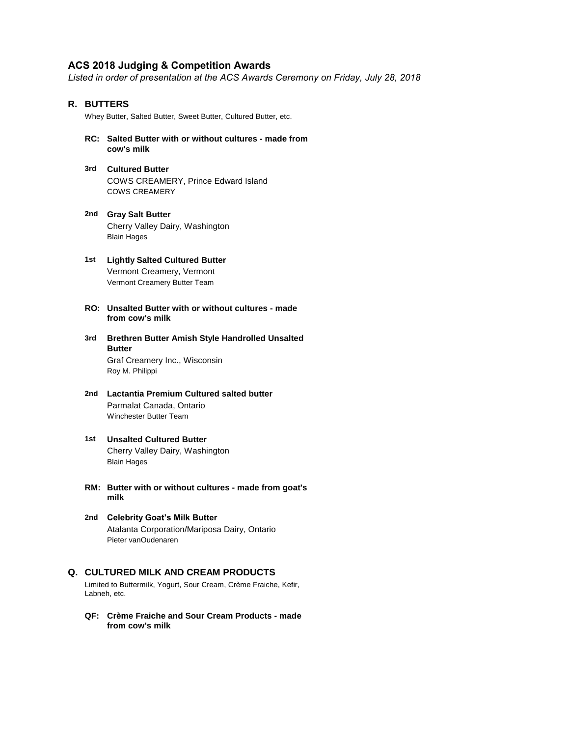# ACS 2018 Judging & Competition Awards

*Listed in order of presentation at the ACS Awards Ceremony on Friday, July 28, 2018*

## R. BUTTERS

Whey Butter, Salted Butter, Sweet Butter, Cultured Butter, etc.

### RC: Salted Butter with or without cultures - made from cow's milk

**3rd Cultured Butter**
COWS CREAMERY, Prince Edward Island
COWS CREAMERY

**2nd Gray Salt Butter**
Cherry Valley Dairy, Washington
Blain Hages

**1st Lightly Salted Cultured Butter**
Vermont Creamery, Vermont
Vermont Creamery Butter Team

### RO: Unsalted Butter with or without cultures - made from cow's milk

**3rd Brethren Butter Amish Style Handrolled Unsalted Butter**
Graf Creamery Inc., Wisconsin
Roy M. Philippi

**2nd Lactantia Premium Cultured salted butter**
Parmalat Canada, Ontario
Winchester Butter Team

**1st Unsalted Cultured Butter**
Cherry Valley Dairy, Washington
Blain Hages

### RM: Butter with or without cultures - made from goat's milk

**2nd Celebrity Goat's Milk Butter**
Atalanta Corporation/Mariposa Dairy, Ontario
Pieter vanOudenaren

## Q. CULTURED MILK AND CREAM PRODUCTS

Limited to Buttermilk, Yogurt, Sour Cream, Crème Fraiche, Kefir, Labneh, etc.

### QF: Crème Fraiche and Sour Cream Products - made from cow's milk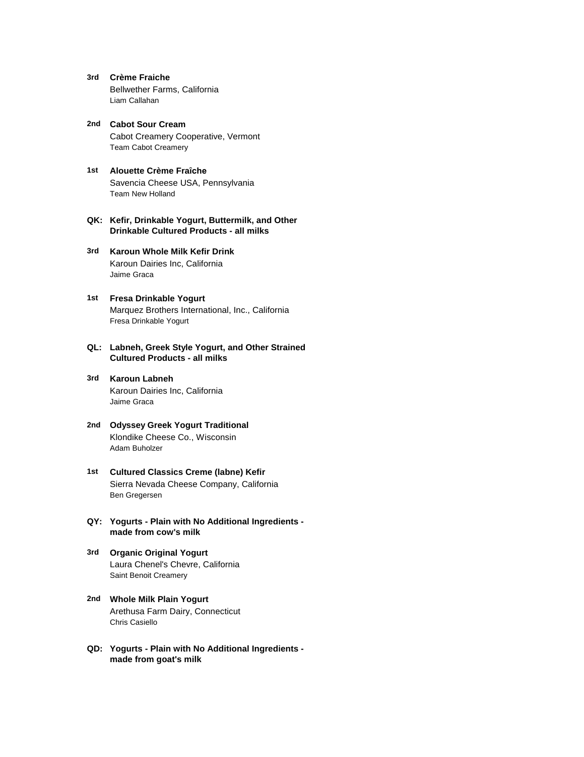**3rd** **Crème Fraiche**
Bellwether Farms, California
Liam Callahan

**2nd** **Cabot Sour Cream**
Cabot Creamery Cooperative, Vermont
Team Cabot Creamery

**1st** **Alouette Crème Fraîche**
Savencia Cheese USA, Pennsylvania
Team New Holland

### QK: Kefir, Drinkable Yogurt, Buttermilk, and Other Drinkable Cultured Products - all milks

**3rd** **Karoun Whole Milk Kefir Drink**
Karoun Dairies Inc, California
Jaime Graca

**1st** **Fresa Drinkable Yogurt**
Marquez Brothers International, Inc., California
Fresa Drinkable Yogurt

### QL: Labneh, Greek Style Yogurt, and Other Strained Cultured Products - all milks

**3rd** **Karoun Labneh**
Karoun Dairies Inc, California
Jaime Graca

**2nd** **Odyssey Greek Yogurt Traditional**
Klondike Cheese Co., Wisconsin
Adam Buholzer

**1st** **Cultured Classics Creme (labne) Kefir**
Sierra Nevada Cheese Company, California
Ben Gregersen

### QY: Yogurts - Plain with No Additional Ingredients - made from cow's milk

**3rd** **Organic Original Yogurt**
Laura Chenel's Chevre, California
Saint Benoit Creamery

**2nd** **Whole Milk Plain Yogurt**
Arethusa Farm Dairy, Connecticut
Chris Casiello

### QD: Yogurts - Plain with No Additional Ingredients - made from goat's milk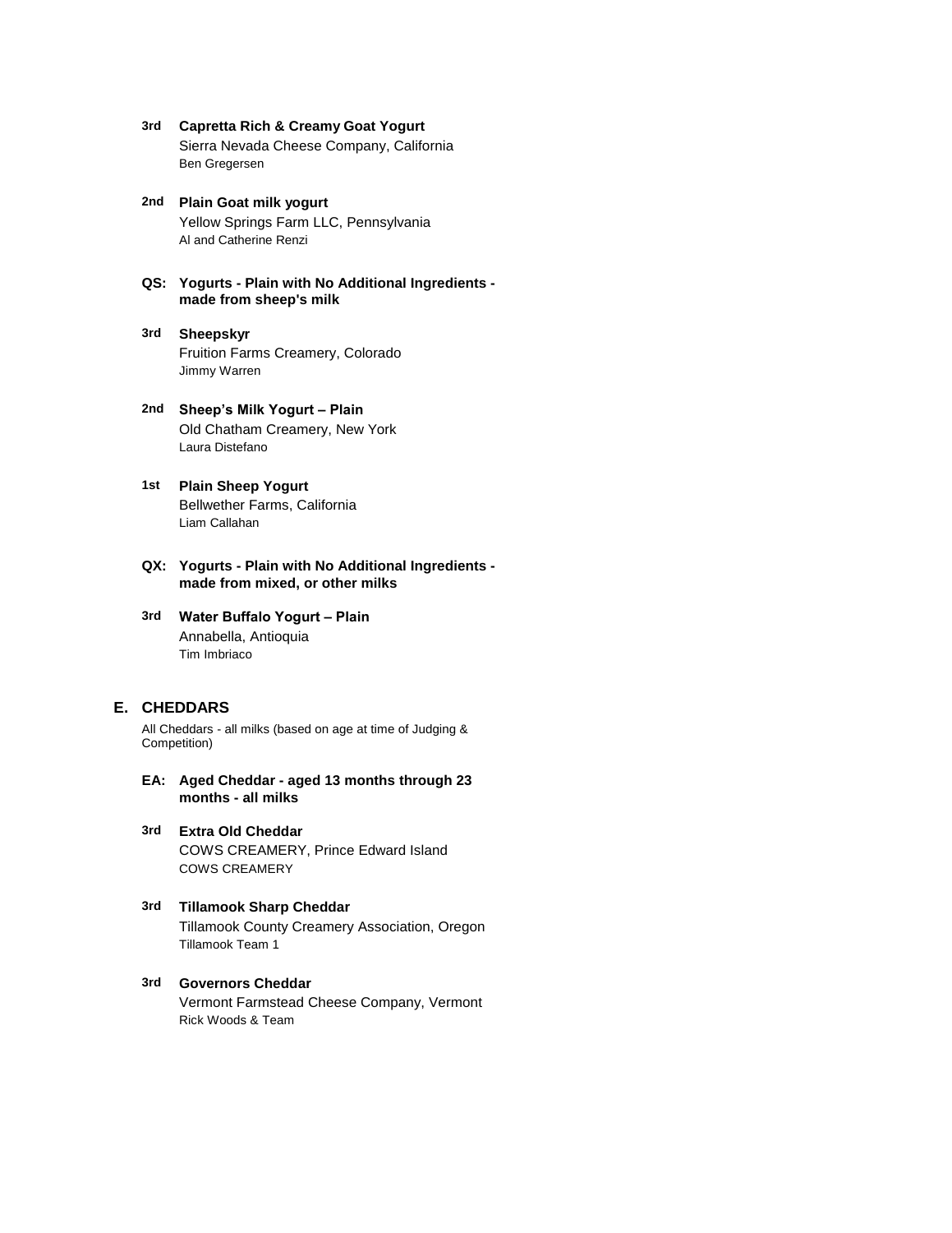**3rd** **Capretta Rich & Creamy Goat Yogurt**
Sierra Nevada Cheese Company, California
Ben Gregersen

**2nd** **Plain Goat milk yogurt**
Yellow Springs Farm LLC, Pennsylvania
Al and Catherine Renzi

### QS: Yogurts - Plain with No Additional Ingredients - made from sheep's milk

**3rd** **Sheepskyr**
Fruition Farms Creamery, Colorado
Jimmy Warren

**2nd** **Sheep's Milk Yogurt – Plain**
Old Chatham Creamery, New York
Laura Distefano

**1st** **Plain Sheep Yogurt**
Bellwether Farms, California
Liam Callahan

### QX: Yogurts - Plain with No Additional Ingredients - made from mixed, or other milks

**3rd** **Water Buffalo Yogurt – Plain**
Annabella, Antioquia
Tim Imbriaco

## E. CHEDDARS

All Cheddars - all milks (based on age at time of Judging & Competition)

### EA: Aged Cheddar - aged 13 months through 23 months - all milks

**3rd** **Extra Old Cheddar**
COWS CREAMERY, Prince Edward Island
COWS CREAMERY

**3rd** **Tillamook Sharp Cheddar**
Tillamook County Creamery Association, Oregon
Tillamook Team 1

**3rd** **Governors Cheddar**
Vermont Farmstead Cheese Company, Vermont
Rick Woods & Team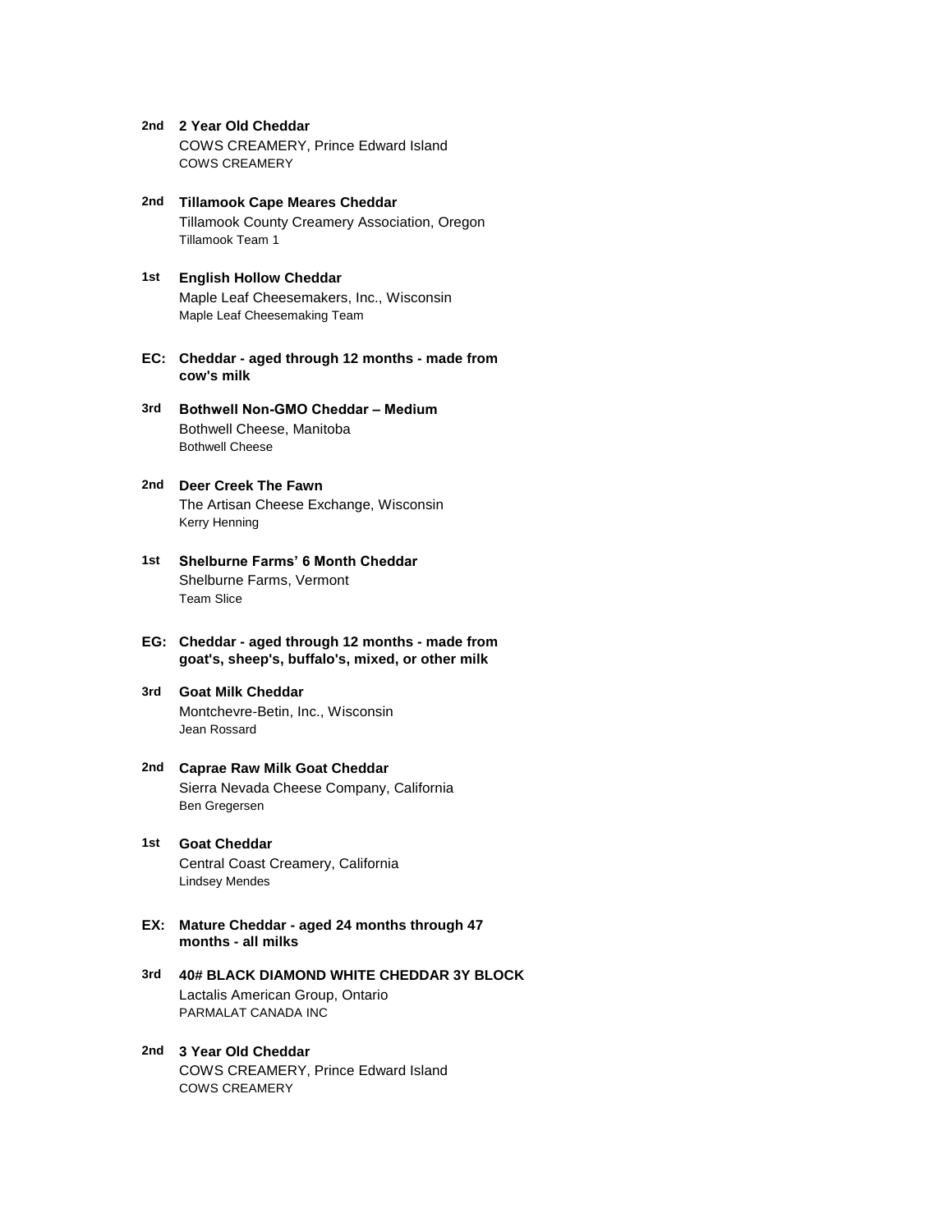**2nd** **2 Year Old Cheddar**
COWS CREAMERY, Prince Edward Island
COWS CREAMERY

**2nd** **Tillamook Cape Meares Cheddar**
Tillamook County Creamery Association, Oregon
Tillamook Team 1

**1st** **English Hollow Cheddar**
Maple Leaf Cheesemakers, Inc., Wisconsin
Maple Leaf Cheesemaking Team

### EC: Cheddar - aged through 12 months - made from cow's milk

**3rd** **Bothwell Non-GMO Cheddar – Medium**
Bothwell Cheese, Manitoba
Bothwell Cheese

**2nd** **Deer Creek The Fawn**
The Artisan Cheese Exchange, Wisconsin
Kerry Henning

**1st** **Shelburne Farms' 6 Month Cheddar**
Shelburne Farms, Vermont
Team Slice

### EG: Cheddar - aged through 12 months - made from goat's, sheep's, buffalo's, mixed, or other milk

**3rd** **Goat Milk Cheddar**
Montchevre-Betin, Inc., Wisconsin
Jean Rossard

**2nd** **Caprae Raw Milk Goat Cheddar**
Sierra Nevada Cheese Company, California
Ben Gregersen

**1st** **Goat Cheddar**
Central Coast Creamery, California
Lindsey Mendes

### EX: Mature Cheddar - aged 24 months through 47 months - all milks

**3rd** **40# BLACK DIAMOND WHITE CHEDDAR 3Y BLOCK**
Lactalis American Group, Ontario
PARMALAT CANADA INC

**2nd** **3 Year Old Cheddar**
COWS CREAMERY, Prince Edward Island
COWS CREAMERY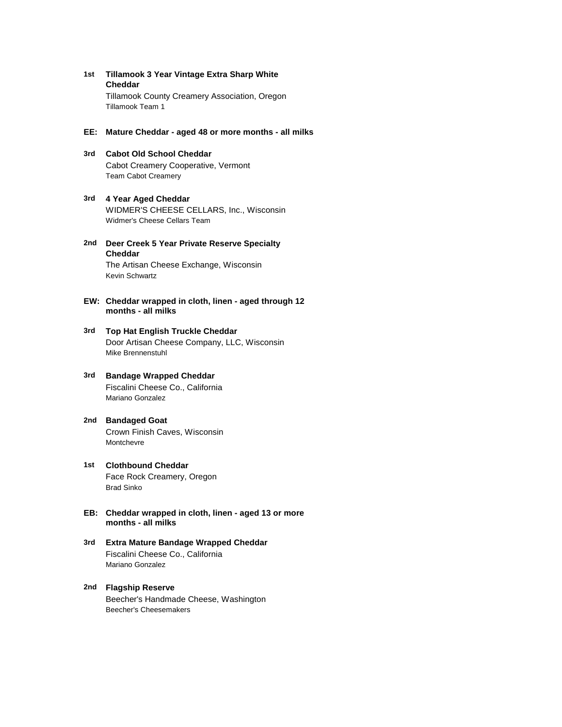**1st** **Tillamook 3 Year Vintage Extra Sharp White Cheddar**
Tillamook County Creamery Association, Oregon
Tillamook Team 1

### EE: Mature Cheddar - aged 48 or more months - all milks

**3rd** **Cabot Old School Cheddar**
Cabot Creamery Cooperative, Vermont
Team Cabot Creamery

**3rd** **4 Year Aged Cheddar**
WIDMER'S CHEESE CELLARS, Inc., Wisconsin
Widmer's Cheese Cellars Team

**2nd** **Deer Creek 5 Year Private Reserve Specialty Cheddar**
The Artisan Cheese Exchange, Wisconsin
Kevin Schwartz

### EW: Cheddar wrapped in cloth, linen - aged through 12 months - all milks

**3rd** **Top Hat English Truckle Cheddar**
Door Artisan Cheese Company, LLC, Wisconsin
Mike Brennenstuhl

**3rd** **Bandage Wrapped Cheddar**
Fiscalini Cheese Co., California
Mariano Gonzalez

**2nd** **Bandaged Goat**
Crown Finish Caves, Wisconsin
Montchevre

**1st** **Clothbound Cheddar**
Face Rock Creamery, Oregon
Brad Sinko

### EB: Cheddar wrapped in cloth, linen - aged 13 or more months - all milks

**3rd** **Extra Mature Bandage Wrapped Cheddar**
Fiscalini Cheese Co., California
Mariano Gonzalez

**2nd** **Flagship Reserve**
Beecher's Handmade Cheese, Washington
Beecher's Cheesemakers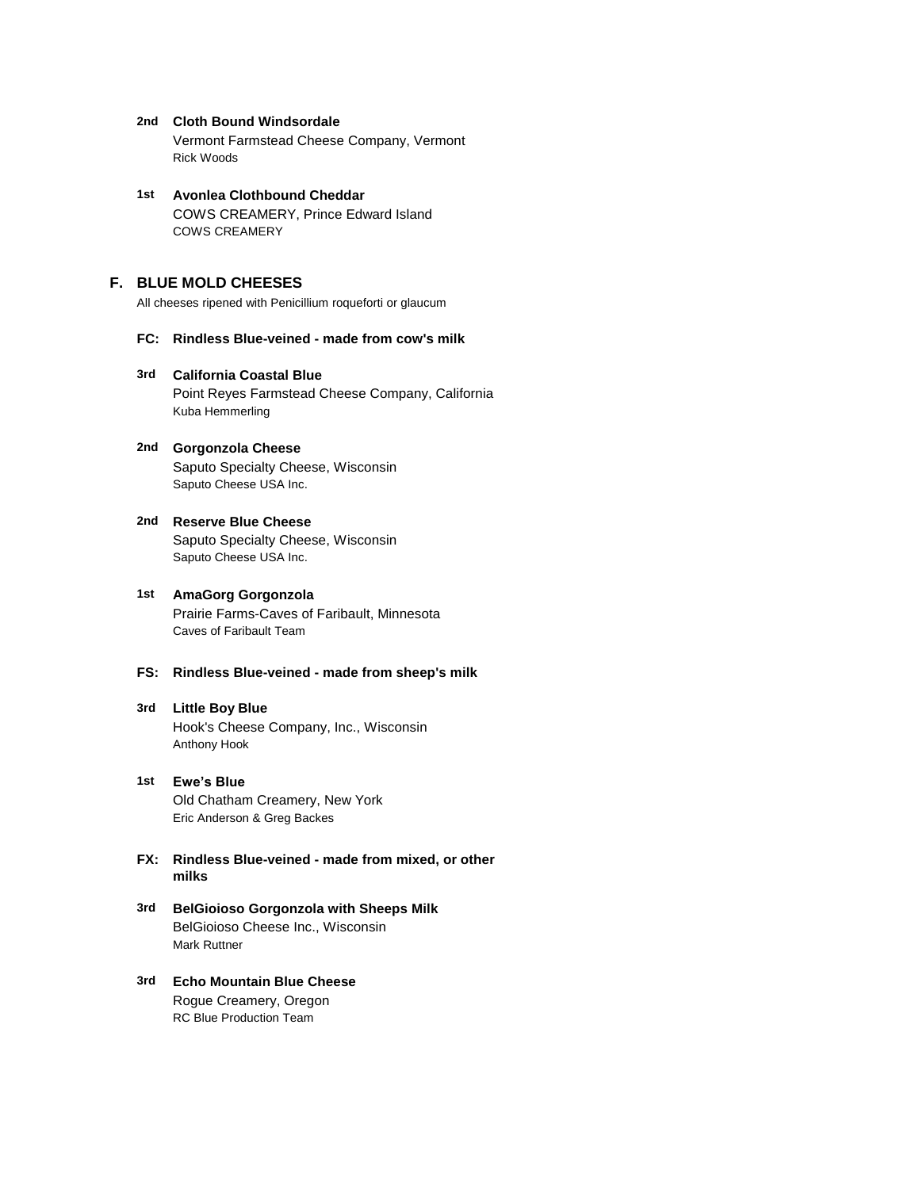**2nd** **Cloth Bound Windsordale**
Vermont Farmstead Cheese Company, Vermont
Rick Woods

**1st** **Avonlea Clothbound Cheddar**
COWS CREAMERY, Prince Edward Island
COWS CREAMERY

## F. BLUE MOLD CHEESES

All cheeses ripened with Penicillium roqueforti or glaucum

### FC: Rindless Blue-veined - made from cow's milk

**3rd** **California Coastal Blue**
Point Reyes Farmstead Cheese Company, California
Kuba Hemmerling

**2nd** **Gorgonzola Cheese**
Saputo Specialty Cheese, Wisconsin
Saputo Cheese USA Inc.

**2nd** **Reserve Blue Cheese**
Saputo Specialty Cheese, Wisconsin
Saputo Cheese USA Inc.

**1st** **AmaGorg Gorgonzola**
Prairie Farms-Caves of Faribault, Minnesota
Caves of Faribault Team

### FS: Rindless Blue-veined - made from sheep's milk

**3rd** **Little Boy Blue**
Hook's Cheese Company, Inc., Wisconsin
Anthony Hook

**1st** **Ewe's Blue**
Old Chatham Creamery, New York
Eric Anderson & Greg Backes

### FX: Rindless Blue-veined - made from mixed, or other milks

**3rd** **BelGioioso Gorgonzola with Sheeps Milk**
BelGioioso Cheese Inc., Wisconsin
Mark Ruttner

**3rd** **Echo Mountain Blue Cheese**
Rogue Creamery, Oregon
RC Blue Production Team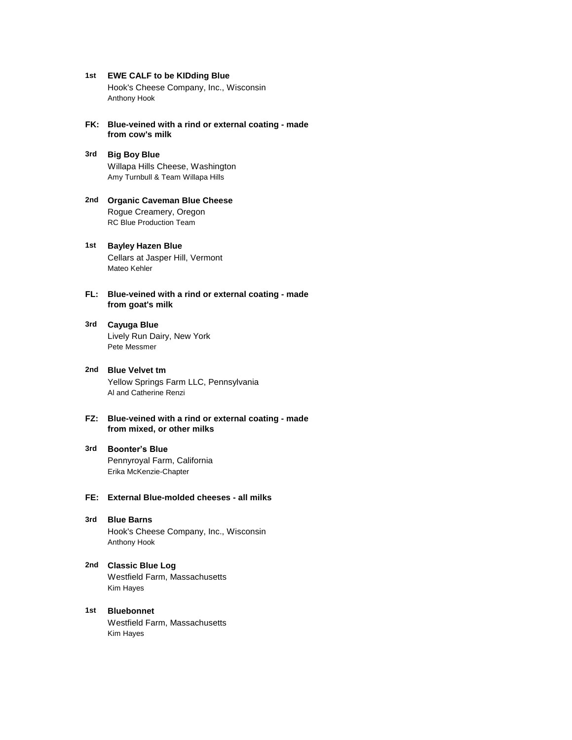**1st** **EWE CALF to be KIDding Blue**
Hook's Cheese Company, Inc., Wisconsin
Anthony Hook

### FK: Blue-veined with a rind or external coating - made from cow's milk

**3rd** **Big Boy Blue**
Willapa Hills Cheese, Washington
Amy Turnbull & Team Willapa Hills

**2nd** **Organic Caveman Blue Cheese**
Rogue Creamery, Oregon
RC Blue Production Team

**1st** **Bayley Hazen Blue**
Cellars at Jasper Hill, Vermont
Mateo Kehler

### FL: Blue-veined with a rind or external coating - made from goat's milk

**3rd** **Cayuga Blue**
Lively Run Dairy, New York
Pete Messmer

**2nd** **Blue Velvet tm**
Yellow Springs Farm LLC, Pennsylvania
Al and Catherine Renzi

### FZ: Blue-veined with a rind or external coating - made from mixed, or other milks

**3rd** **Boonter's Blue**
Pennyroyal Farm, California
Erika McKenzie-Chapter

### FE: External Blue-molded cheeses - all milks

**3rd** **Blue Barns**
Hook's Cheese Company, Inc., Wisconsin
Anthony Hook

**2nd** **Classic Blue Log**
Westfield Farm, Massachusetts
Kim Hayes

**1st** **Bluebonnet**
Westfield Farm, Massachusetts
Kim Hayes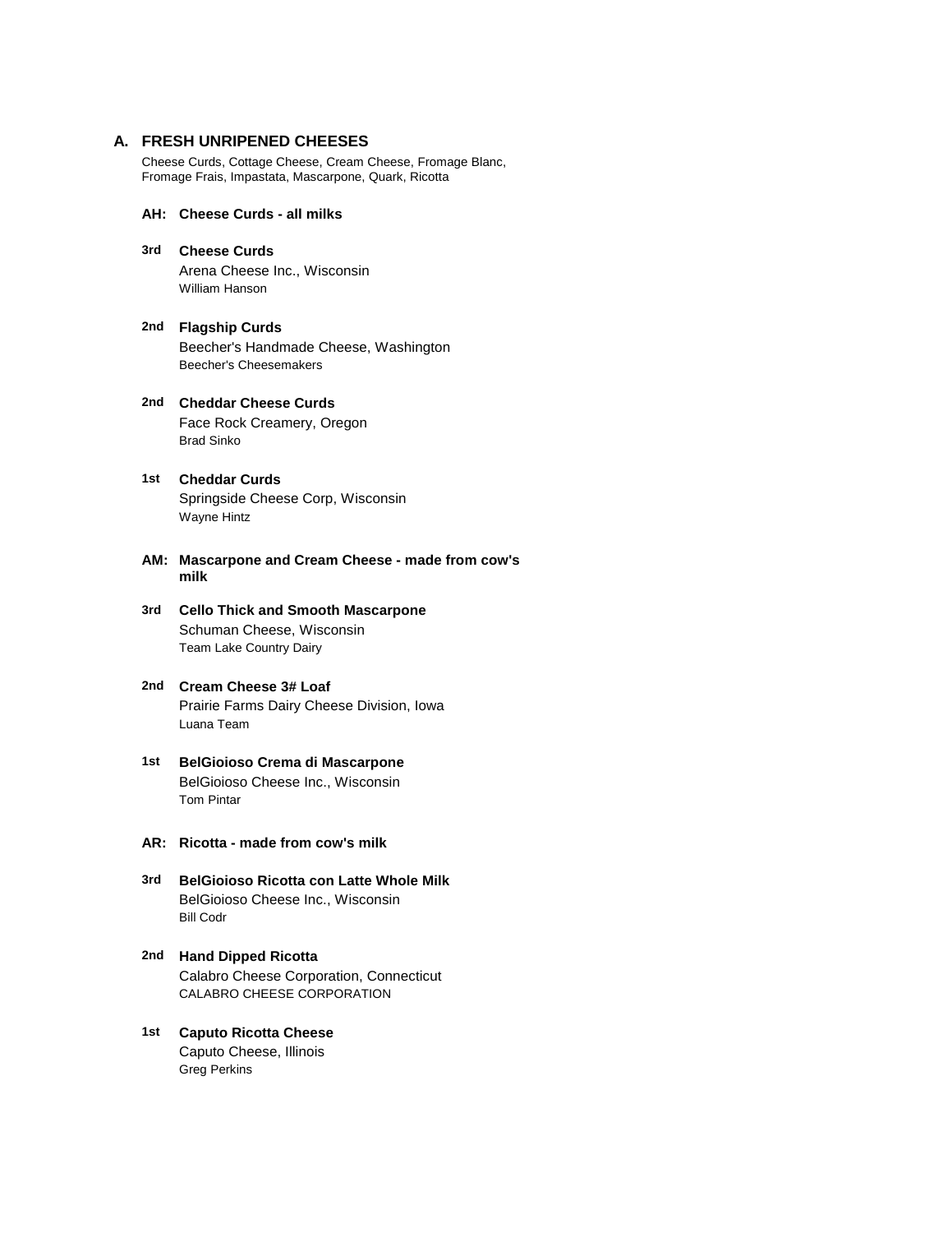## A. FRESH UNRIPENED CHEESES

Cheese Curds, Cottage Cheese, Cream Cheese, Fromage Blanc, Fromage Frais, Impastata, Mascarpone, Quark, Ricotta

### AH: Cheese Curds - all milks

**3rd** **Cheese Curds**
Arena Cheese Inc., Wisconsin
William Hanson

**2nd** **Flagship Curds**
Beecher's Handmade Cheese, Washington
Beecher's Cheesemakers

**2nd** **Cheddar Cheese Curds**
Face Rock Creamery, Oregon
Brad Sinko

**1st** **Cheddar Curds**
Springside Cheese Corp, Wisconsin
Wayne Hintz

### AM: Mascarpone and Cream Cheese - made from cow's milk

**3rd** **Cello Thick and Smooth Mascarpone**
Schuman Cheese, Wisconsin
Team Lake Country Dairy

**2nd** **Cream Cheese 3# Loaf**
Prairie Farms Dairy Cheese Division, Iowa
Luana Team

**1st** **BelGioioso Crema di Mascarpone**
BelGioioso Cheese Inc., Wisconsin
Tom Pintar

### AR: Ricotta - made from cow's milk

**3rd** **BelGioioso Ricotta con Latte Whole Milk**
BelGioioso Cheese Inc., Wisconsin
Bill Codr

**2nd** **Hand Dipped Ricotta**
Calabro Cheese Corporation, Connecticut
CALABRO CHEESE CORPORATION

**1st** **Caputo Ricotta Cheese**
Caputo Cheese, Illinois
Greg Perkins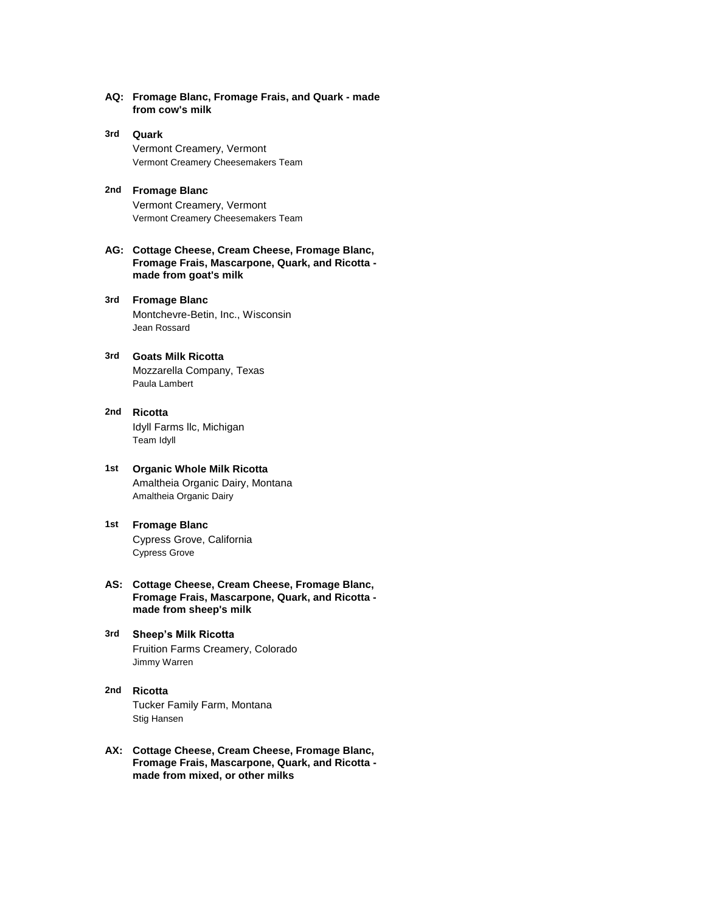**AQ: Fromage Blanc, Fromage Frais, and Quark - made from cow's milk**

**3rd** **Quark**
Vermont Creamery, Vermont
Vermont Creamery Cheesemakers Team

**2nd** **Fromage Blanc**
Vermont Creamery, Vermont
Vermont Creamery Cheesemakers Team

**AG: Cottage Cheese, Cream Cheese, Fromage Blanc, Fromage Frais, Mascarpone, Quark, and Ricotta - made from goat's milk**

**3rd** **Fromage Blanc**
Montchevre-Betin, Inc., Wisconsin
Jean Rossard

**3rd** **Goats Milk Ricotta**
Mozzarella Company, Texas
Paula Lambert

**2nd** **Ricotta**
Idyll Farms llc, Michigan
Team Idyll

**1st** **Organic Whole Milk Ricotta**
Amaltheia Organic Dairy, Montana
Amaltheia Organic Dairy

**1st** **Fromage Blanc**
Cypress Grove, California
Cypress Grove

**AS: Cottage Cheese, Cream Cheese, Fromage Blanc, Fromage Frais, Mascarpone, Quark, and Ricotta - made from sheep's milk**

**3rd** **Sheep's Milk Ricotta**
Fruition Farms Creamery, Colorado
Jimmy Warren

**2nd** **Ricotta**
Tucker Family Farm, Montana
Stig Hansen

**AX: Cottage Cheese, Cream Cheese, Fromage Blanc, Fromage Frais, Mascarpone, Quark, and Ricotta - made from mixed, or other milks**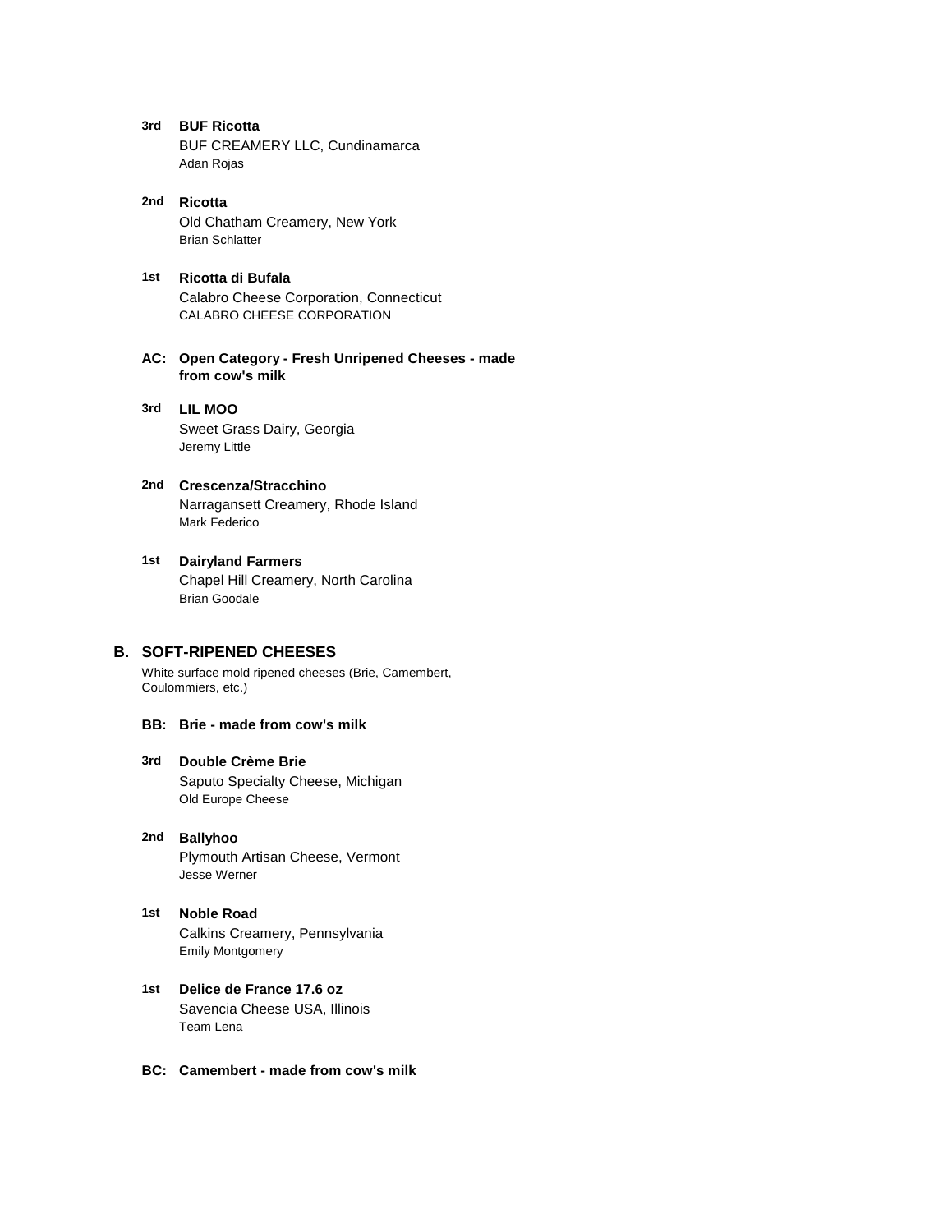**3rd** **BUF Ricotta**
BUF CREAMERY LLC, Cundinamarca
Adan Rojas

**2nd** **Ricotta**
Old Chatham Creamery, New York
Brian Schlatter

**1st** **Ricotta di Bufala**
Calabro Cheese Corporation, Connecticut
CALABRO CHEESE CORPORATION

### AC: Open Category - Fresh Unripened Cheeses - made from cow's milk

**3rd** **LIL MOO**
Sweet Grass Dairy, Georgia
Jeremy Little

**2nd** **Crescenza/Stracchino**
Narragansett Creamery, Rhode Island
Mark Federico

**1st** **Dairyland Farmers**
Chapel Hill Creamery, North Carolina
Brian Goodale

## B. SOFT-RIPENED CHEESES

White surface mold ripened cheeses (Brie, Camembert, Coulommiers, etc.)

### BB: Brie - made from cow's milk

**3rd** **Double Crème Brie**
Saputo Specialty Cheese, Michigan
Old Europe Cheese

**2nd** **Ballyhoo**
Plymouth Artisan Cheese, Vermont
Jesse Werner

**1st** **Noble Road**
Calkins Creamery, Pennsylvania
Emily Montgomery

**1st** **Delice de France 17.6 oz**
Savencia Cheese USA, Illinois
Team Lena

### BC: Camembert - made from cow's milk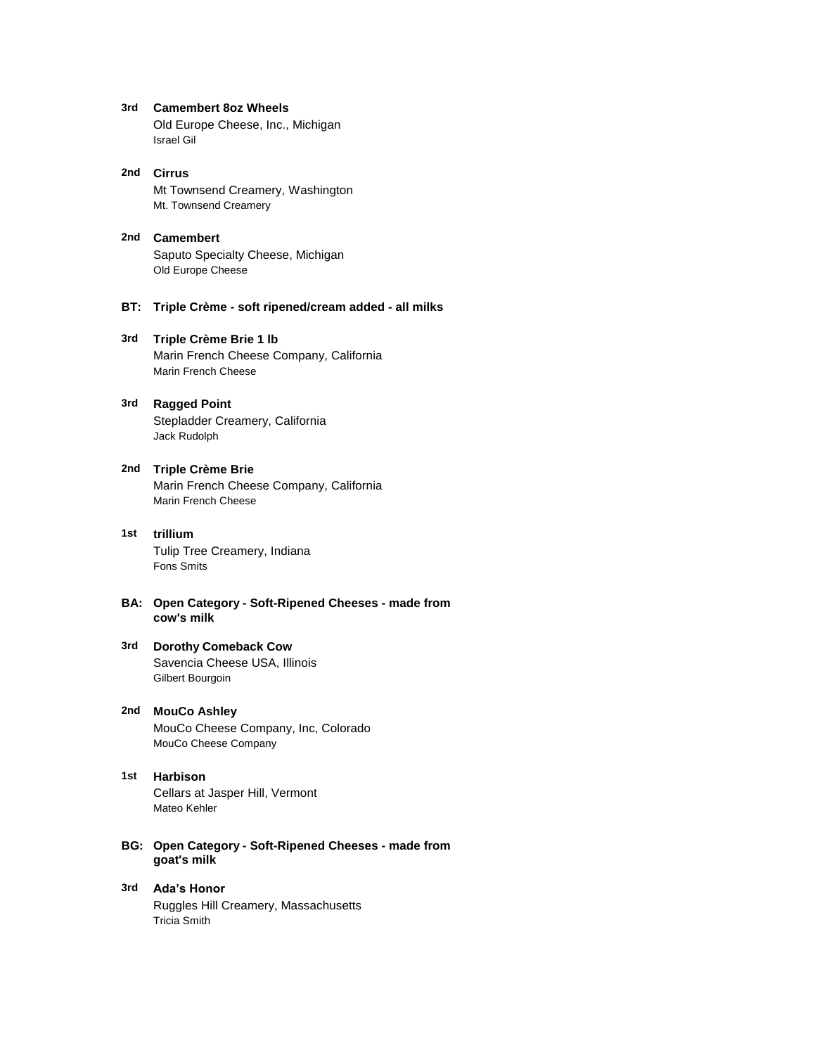**3rd** **Camembert 8oz Wheels**
Old Europe Cheese, Inc., Michigan
Israel Gil

**2nd** **Cirrus**
Mt Townsend Creamery, Washington
Mt. Townsend Creamery

**2nd** **Camembert**
Saputo Specialty Cheese, Michigan
Old Europe Cheese

### BT: Triple Crème - soft ripened/cream added - all milks

**3rd** **Triple Crème Brie 1 lb**
Marin French Cheese Company, California
Marin French Cheese

**3rd** **Ragged Point**
Stepladder Creamery, California
Jack Rudolph

**2nd** **Triple Crème Brie**
Marin French Cheese Company, California
Marin French Cheese

**1st** **trillium**
Tulip Tree Creamery, Indiana
Fons Smits

### BA: Open Category - Soft-Ripened Cheeses - made from cow's milk

**3rd** **Dorothy Comeback Cow**
Savencia Cheese USA, Illinois
Gilbert Bourgoin

**2nd** **MouCo Ashley**
MouCo Cheese Company, Inc, Colorado
MouCo Cheese Company

**1st** **Harbison**
Cellars at Jasper Hill, Vermont
Mateo Kehler

### BG: Open Category - Soft-Ripened Cheeses - made from goat's milk

**3rd** **Ada's Honor**
Ruggles Hill Creamery, Massachusetts
Tricia Smith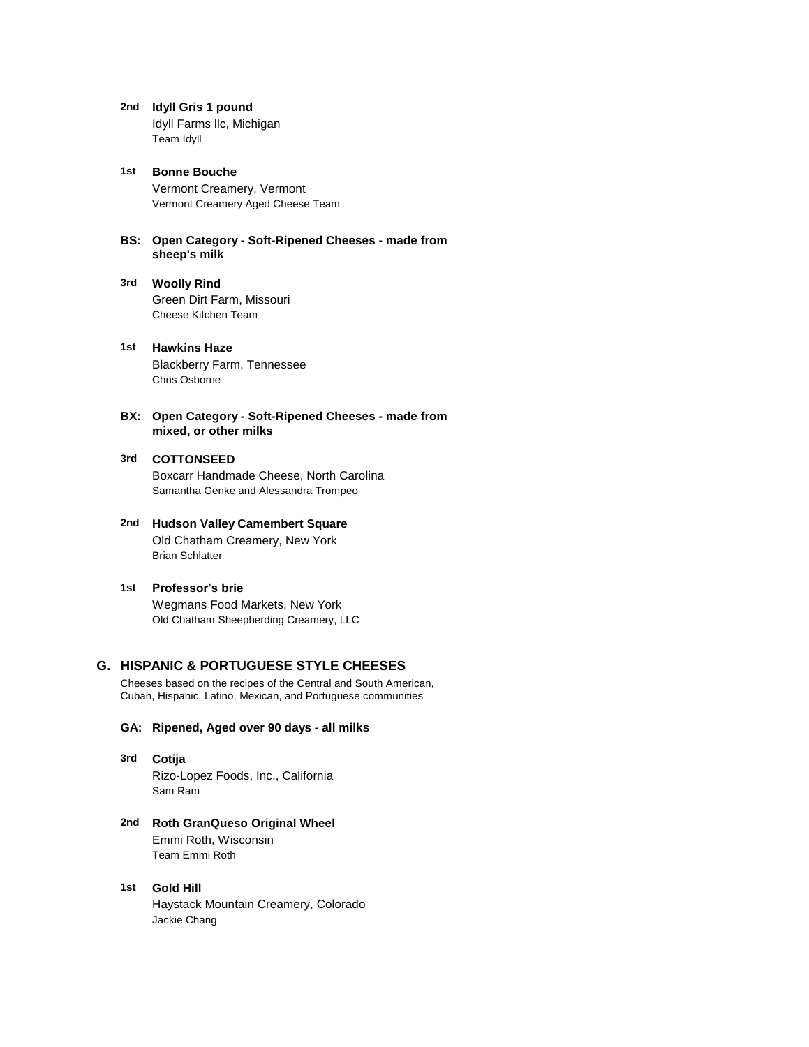**2nd** **Idyll Gris 1 pound**
Idyll Farms llc, Michigan
Team Idyll

**1st** **Bonne Bouche**
Vermont Creamery, Vermont
Vermont Creamery Aged Cheese Team

### BS: Open Category - Soft-Ripened Cheeses - made from sheep's milk

**3rd** **Woolly Rind**
Green Dirt Farm, Missouri
Cheese Kitchen Team

**1st** **Hawkins Haze**
Blackberry Farm, Tennessee
Chris Osborne

### BX: Open Category - Soft-Ripened Cheeses - made from mixed, or other milks

**3rd** **COTTONSEED**
Boxcarr Handmade Cheese, North Carolina
Samantha Genke and Alessandra Trompeo

**2nd** **Hudson Valley Camembert Square**
Old Chatham Creamery, New York
Brian Schlatter

**1st** **Professor's brie**
Wegmans Food Markets, New York
Old Chatham Sheepherding Creamery, LLC

## G. HISPANIC & PORTUGUESE STYLE CHEESES

Cheeses based on the recipes of the Central and South American, Cuban, Hispanic, Latino, Mexican, and Portuguese communities

### GA: Ripened, Aged over 90 days - all milks

**3rd** **Cotija**
Rizo-Lopez Foods, Inc., California
Sam Ram

**2nd** **Roth GranQueso Original Wheel**
Emmi Roth, Wisconsin
Team Emmi Roth

**1st** **Gold Hill**
Haystack Mountain Creamery, Colorado
Jackie Chang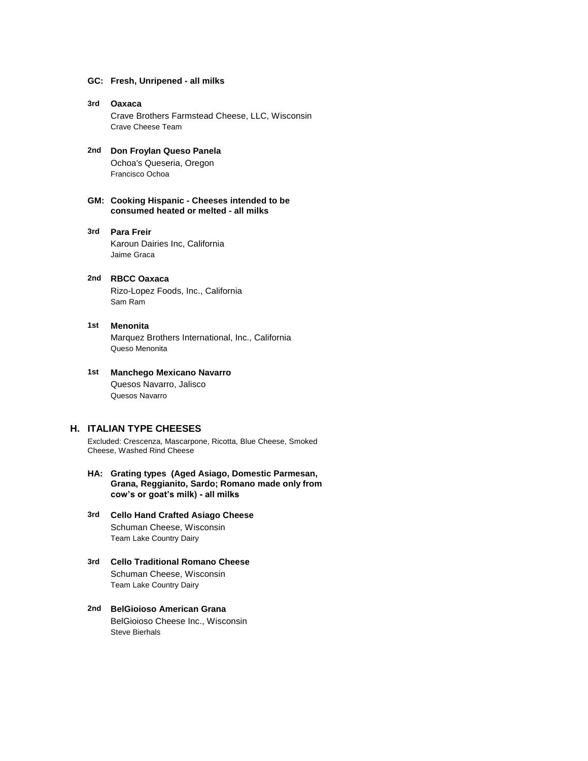### GC: Fresh, Unripened - all milks

**3rd** **Oaxaca**
Crave Brothers Farmstead Cheese, LLC, Wisconsin
Crave Cheese Team

**2nd** **Don Froylan Queso Panela**
Ochoa's Queseria, Oregon
Francisco Ochoa

### GM: Cooking Hispanic - Cheeses intended to be consumed heated or melted - all milks

**3rd** **Para Freir**
Karoun Dairies Inc, California
Jaime Graca

**2nd** **RBCC Oaxaca**
Rizo-Lopez Foods, Inc., California
Sam Ram

**1st** **Menonita**
Marquez Brothers International, Inc., California
Queso Menonita

**1st** **Manchego Mexicano Navarro**
Quesos Navarro, Jalisco
Quesos Navarro

## H. ITALIAN TYPE CHEESES

Excluded: Crescenza, Mascarpone, Ricotta, Blue Cheese, Smoked Cheese, Washed Rind Cheese

### HA: Grating types (Aged Asiago, Domestic Parmesan, Grana, Reggianito, Sardo; Romano made only from cow's or goat's milk) - all milks

**3rd** **Cello Hand Crafted Asiago Cheese**
Schuman Cheese, Wisconsin
Team Lake Country Dairy

**3rd** **Cello Traditional Romano Cheese**
Schuman Cheese, Wisconsin
Team Lake Country Dairy

**2nd** **BelGioioso American Grana**
BelGioioso Cheese Inc., Wisconsin
Steve Bierhals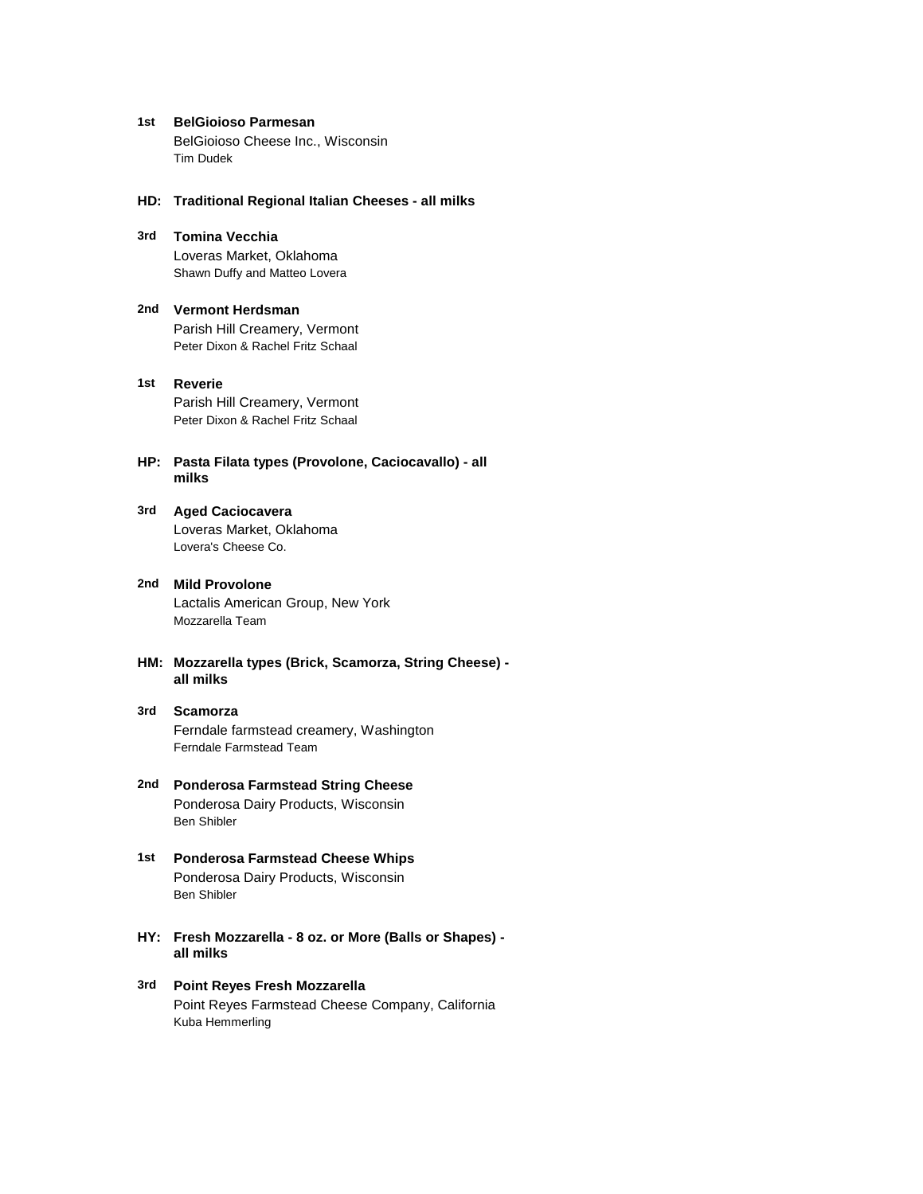**1st** **BelGioioso Parmesan**
BelGioioso Cheese Inc., Wisconsin
Tim Dudek

### HD: Traditional Regional Italian Cheeses - all milks

**3rd** **Tomina Vecchia**
Loveras Market, Oklahoma
Shawn Duffy and Matteo Lovera

**2nd** **Vermont Herdsman**
Parish Hill Creamery, Vermont
Peter Dixon & Rachel Fritz Schaal

**1st** **Reverie**
Parish Hill Creamery, Vermont
Peter Dixon & Rachel Fritz Schaal

### HP: Pasta Filata types (Provolone, Caciocavallo) - all milks

**3rd** **Aged Caciocavera**
Loveras Market, Oklahoma
Lovera's Cheese Co.

**2nd** **Mild Provolone**
Lactalis American Group, New York
Mozzarella Team

### HM: Mozzarella types (Brick, Scamorza, String Cheese) - all milks

**3rd** **Scamorza**
Ferndale farmstead creamery, Washington
Ferndale Farmstead Team

**2nd** **Ponderosa Farmstead String Cheese**
Ponderosa Dairy Products, Wisconsin
Ben Shibler

**1st** **Ponderosa Farmstead Cheese Whips**
Ponderosa Dairy Products, Wisconsin
Ben Shibler

### HY: Fresh Mozzarella - 8 oz. or More (Balls or Shapes) - all milks

**3rd** **Point Reyes Fresh Mozzarella**
Point Reyes Farmstead Cheese Company, California
Kuba Hemmerling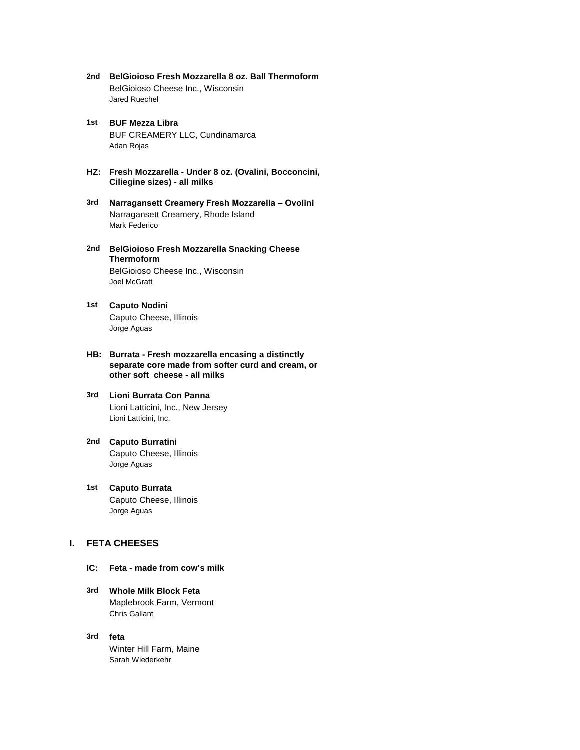**2nd** **BelGioioso Fresh Mozzarella 8 oz. Ball Thermoform**
BelGioioso Cheese Inc., Wisconsin
Jared Ruechel

**1st** **BUF Mezza Libra**
BUF CREAMERY LLC, Cundinamarca
Adan Rojas

### HZ: Fresh Mozzarella - Under 8 oz. (Ovalini, Bocconcini, Ciliegine sizes) - all milks

**3rd** **Narragansett Creamery Fresh Mozzarella – Ovolini**
Narragansett Creamery, Rhode Island
Mark Federico

**2nd** **BelGioioso Fresh Mozzarella Snacking Cheese Thermoform**
BelGioioso Cheese Inc., Wisconsin
Joel McGratt

**1st** **Caputo Nodini**
Caputo Cheese, Illinois
Jorge Aguas

### HB: Burrata - Fresh mozzarella encasing a distinctly separate core made from softer curd and cream, or other soft cheese - all milks

**3rd** **Lioni Burrata Con Panna**
Lioni Latticini, Inc., New Jersey
Lioni Latticini, Inc.

**2nd** **Caputo Burratini**
Caputo Cheese, Illinois
Jorge Aguas

**1st** **Caputo Burrata**
Caputo Cheese, Illinois
Jorge Aguas

## I. FETA CHEESES

### IC: Feta - made from cow's milk

**3rd** **Whole Milk Block Feta**
Maplebrook Farm, Vermont
Chris Gallant

**3rd** **feta**
Winter Hill Farm, Maine
Sarah Wiederkehr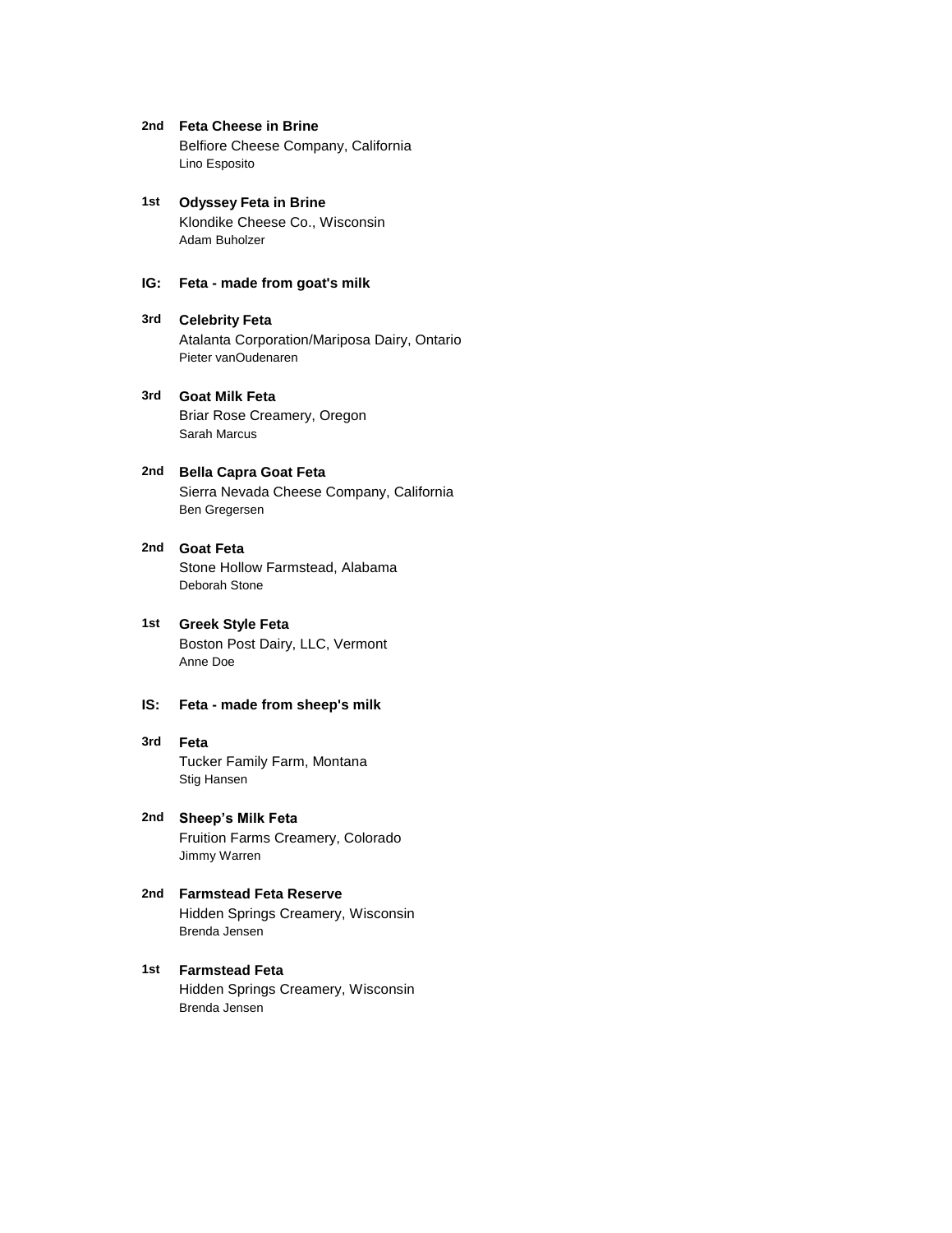**2nd** **Feta Cheese in Brine**
Belfiore Cheese Company, California
Lino Esposito

**1st** **Odyssey Feta in Brine**
Klondike Cheese Co., Wisconsin
Adam Buholzer

### IG: Feta - made from goat's milk

**3rd** **Celebrity Feta**
Atalanta Corporation/Mariposa Dairy, Ontario
Pieter vanOudenaren

**3rd** **Goat Milk Feta**
Briar Rose Creamery, Oregon
Sarah Marcus

**2nd** **Bella Capra Goat Feta**
Sierra Nevada Cheese Company, California
Ben Gregersen

**2nd** **Goat Feta**
Stone Hollow Farmstead, Alabama
Deborah Stone

**1st** **Greek Style Feta**
Boston Post Dairy, LLC, Vermont
Anne Doe

### IS: Feta - made from sheep's milk

**3rd** **Feta**
Tucker Family Farm, Montana
Stig Hansen

**2nd** **Sheep’s Milk Feta**
Fruition Farms Creamery, Colorado
Jimmy Warren

**2nd** **Farmstead Feta Reserve**
Hidden Springs Creamery, Wisconsin
Brenda Jensen

**1st** **Farmstead Feta**
Hidden Springs Creamery, Wisconsin
Brenda Jensen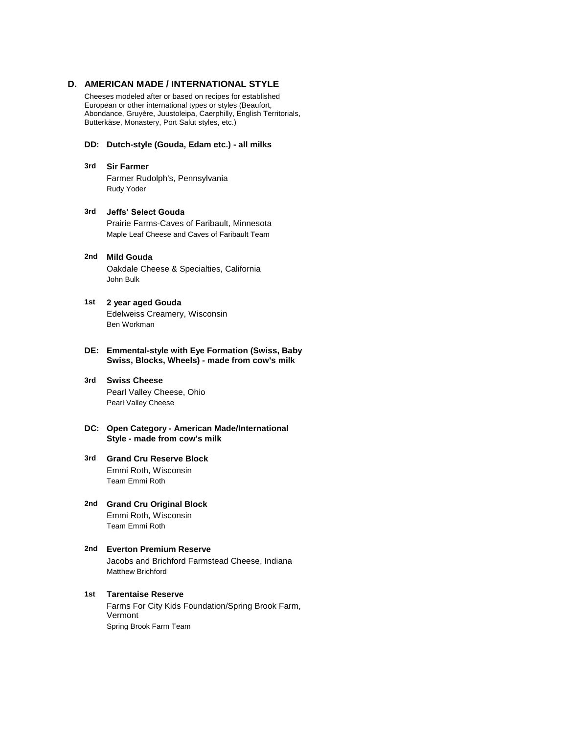## D. AMERICAN MADE / INTERNATIONAL STYLE

Cheeses modeled after or based on recipes for established European or other international types or styles (Beaufort, Abondance, Gruyère, Juustoleipa, Caerphilly, English Territorials, Butterkäse, Monastery, Port Salut styles, etc.)

### DD: Dutch-style (Gouda, Edam etc.) - all milks

**3rd** **Sir Farmer**
Farmer Rudolph's, Pennsylvania
Rudy Yoder

**3rd** **Jeffs' Select Gouda**
Prairie Farms-Caves of Faribault, Minnesota
Maple Leaf Cheese and Caves of Faribault Team

**2nd** **Mild Gouda**
Oakdale Cheese & Specialties, California
John Bulk

**1st** **2 year aged Gouda**
Edelweiss Creamery, Wisconsin
Ben Workman

### DE: Emmental-style with Eye Formation (Swiss, Baby Swiss, Blocks, Wheels) - made from cow's milk

**3rd** **Swiss Cheese**
Pearl Valley Cheese, Ohio
Pearl Valley Cheese

### DC: Open Category - American Made/International Style - made from cow's milk

**3rd** **Grand Cru Reserve Block**
Emmi Roth, Wisconsin
Team Emmi Roth

**2nd** **Grand Cru Original Block**
Emmi Roth, Wisconsin
Team Emmi Roth

**2nd** **Everton Premium Reserve**
Jacobs and Brichford Farmstead Cheese, Indiana
Matthew Brichford

**1st** **Tarentaise Reserve**
Farms For City Kids Foundation/Spring Brook Farm, Vermont
Spring Brook Farm Team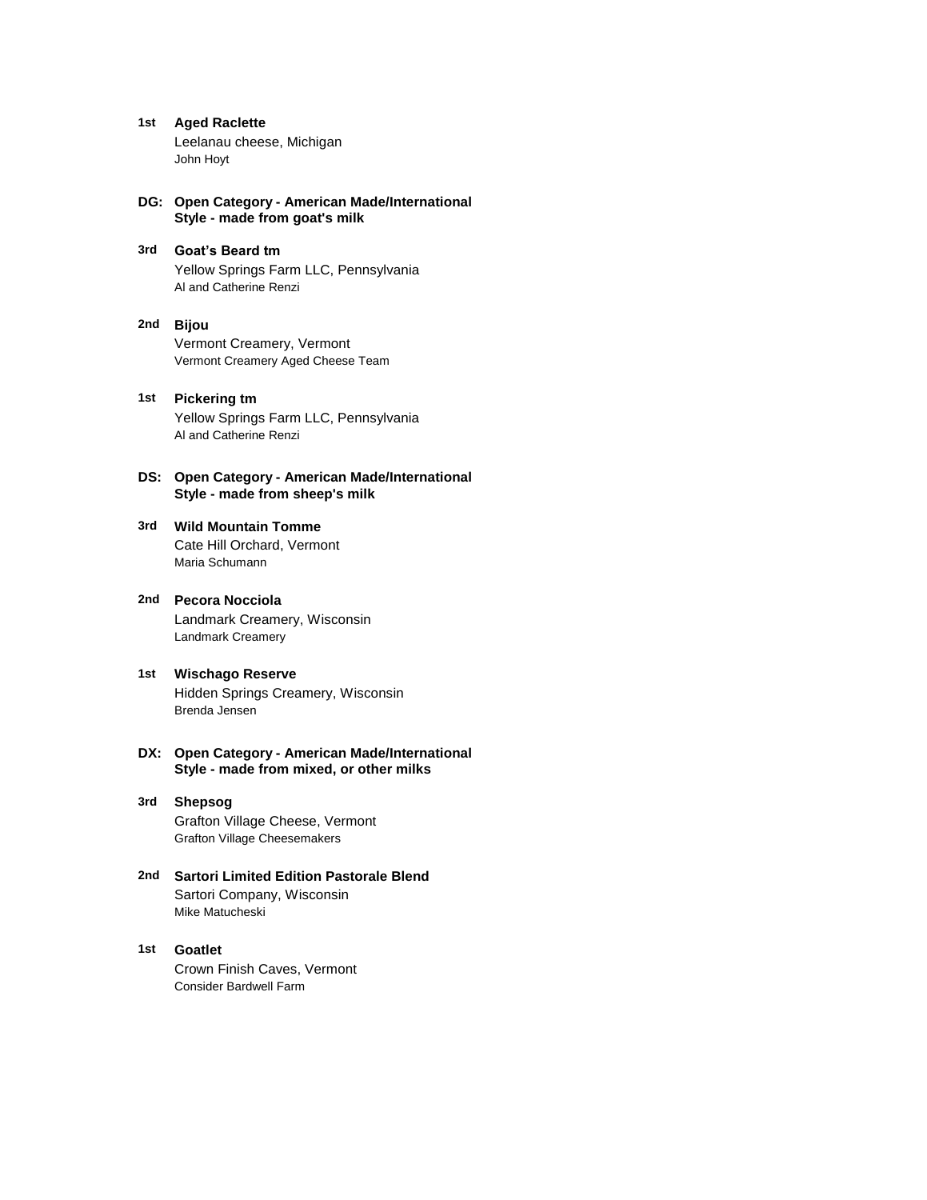**1st** **Aged Raclette**
Leelanau cheese, Michigan
John Hoyt

### DG: Open Category - American Made/International Style - made from goat's milk

**3rd** **Goat's Beard tm**
Yellow Springs Farm LLC, Pennsylvania
Al and Catherine Renzi

**2nd** **Bijou**
Vermont Creamery, Vermont
Vermont Creamery Aged Cheese Team

**1st** **Pickering tm**
Yellow Springs Farm LLC, Pennsylvania
Al and Catherine Renzi

### DS: Open Category - American Made/International Style - made from sheep's milk

**3rd** **Wild Mountain Tomme**
Cate Hill Orchard, Vermont
Maria Schumann

**2nd** **Pecora Nocciola**
Landmark Creamery, Wisconsin
Landmark Creamery

**1st** **Wischago Reserve**
Hidden Springs Creamery, Wisconsin
Brenda Jensen

### DX: Open Category - American Made/International Style - made from mixed, or other milks

**3rd** **Shepsog**
Grafton Village Cheese, Vermont
Grafton Village Cheesemakers

**2nd** **Sartori Limited Edition Pastorale Blend**
Sartori Company, Wisconsin
Mike Matucheski

**1st** **Goatlet**
Crown Finish Caves, Vermont
Consider Bardwell Farm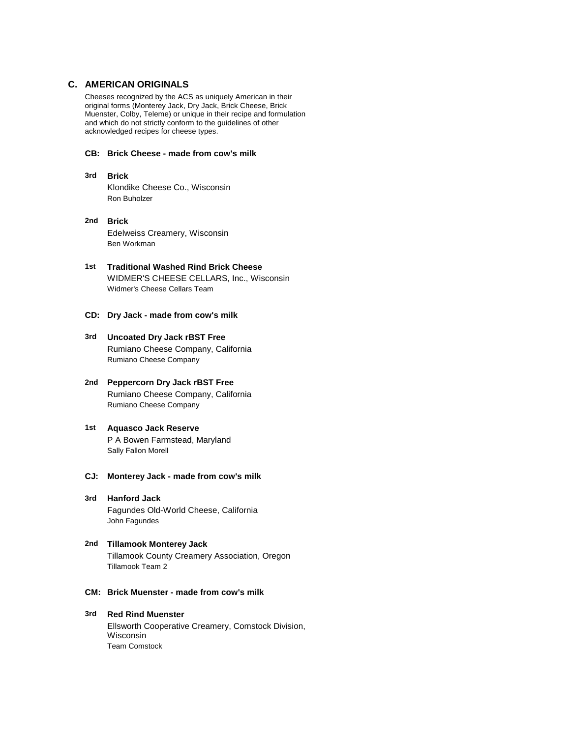## C. AMERICAN ORIGINALS

Cheeses recognized by the ACS as uniquely American in their original forms (Monterey Jack, Dry Jack, Brick Cheese, Brick Muenster, Colby, Teleme) or unique in their recipe and formulation and which do not strictly conform to the guidelines of other acknowledged recipes for cheese types.

### CB: Brick Cheese - made from cow's milk

**3rd** **Brick**
Klondike Cheese Co., Wisconsin
Ron Buholzer

**2nd** **Brick**
Edelweiss Creamery, Wisconsin
Ben Workman

**1st** **Traditional Washed Rind Brick Cheese**
WIDMER'S CHEESE CELLARS, Inc., Wisconsin
Widmer's Cheese Cellars Team

### CD: Dry Jack - made from cow's milk

**3rd** **Uncoated Dry Jack rBST Free**
Rumiano Cheese Company, California
Rumiano Cheese Company

**2nd** **Peppercorn Dry Jack rBST Free**
Rumiano Cheese Company, California
Rumiano Cheese Company

**1st** **Aquasco Jack Reserve**
P A Bowen Farmstead, Maryland
Sally Fallon Morell

### CJ: Monterey Jack - made from cow's milk

**3rd** **Hanford Jack**
Fagundes Old-World Cheese, California
John Fagundes

**2nd** **Tillamook Monterey Jack**
Tillamook County Creamery Association, Oregon
Tillamook Team 2

### CM: Brick Muenster - made from cow's milk

**3rd** **Red Rind Muenster**
Ellsworth Cooperative Creamery, Comstock Division, Wisconsin
Team Comstock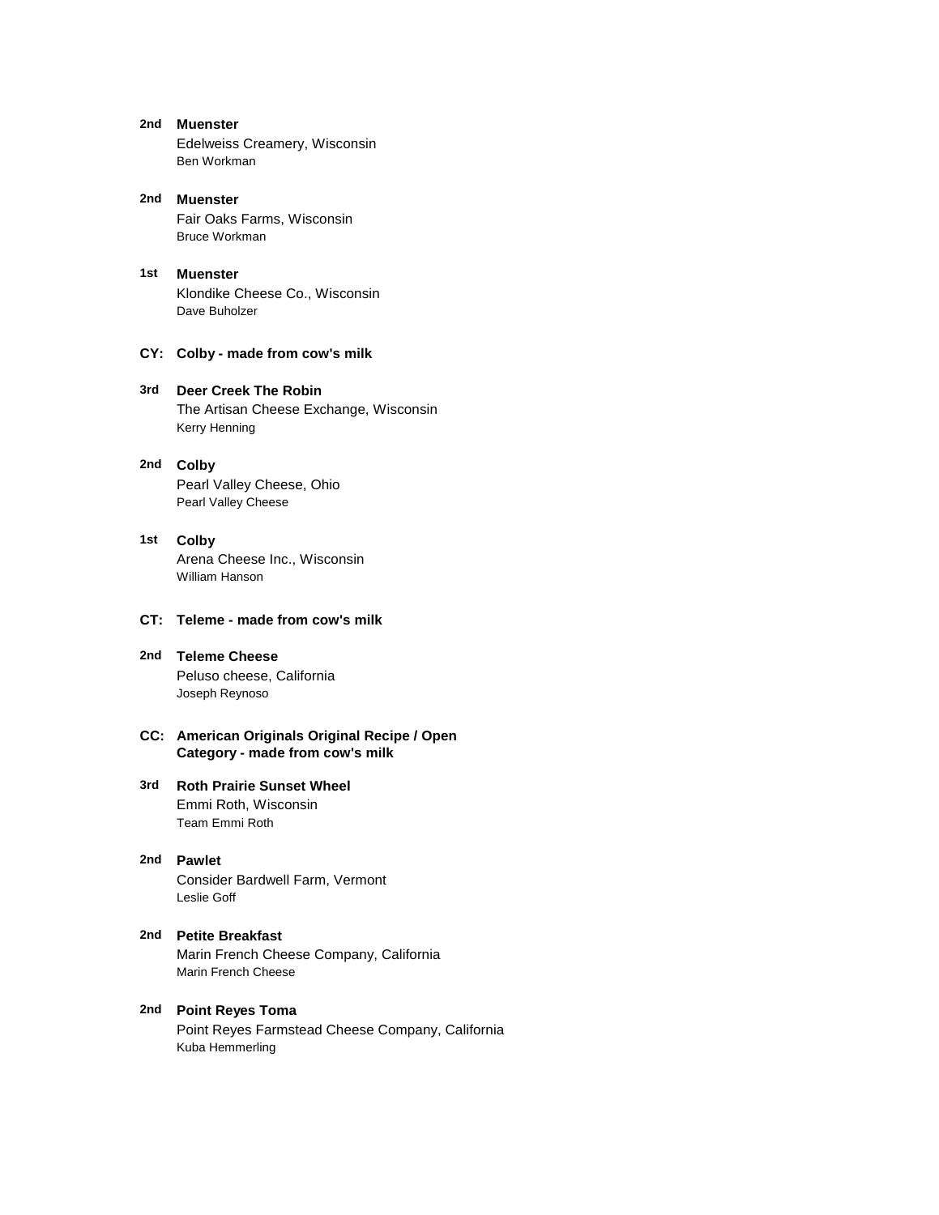**2nd** **Muenster**
Edelweiss Creamery, Wisconsin
Ben Workman

**2nd** **Muenster**
Fair Oaks Farms, Wisconsin
Bruce Workman

**1st** **Muenster**
Klondike Cheese Co., Wisconsin
Dave Buholzer

### CY: Colby - made from cow's milk

**3rd** **Deer Creek The Robin**
The Artisan Cheese Exchange, Wisconsin
Kerry Henning

**2nd** **Colby**
Pearl Valley Cheese, Ohio
Pearl Valley Cheese

**1st** **Colby**
Arena Cheese Inc., Wisconsin
William Hanson

### CT: Teleme - made from cow's milk

**2nd** **Teleme Cheese**
Peluso cheese, California
Joseph Reynoso

### CC: American Originals Original Recipe / Open Category - made from cow's milk

**3rd** **Roth Prairie Sunset Wheel**
Emmi Roth, Wisconsin
Team Emmi Roth

**2nd** **Pawlet**
Consider Bardwell Farm, Vermont
Leslie Goff

**2nd** **Petite Breakfast**
Marin French Cheese Company, California
Marin French Cheese

**2nd** **Point Reyes Toma**
Point Reyes Farmstead Cheese Company, California
Kuba Hemmerling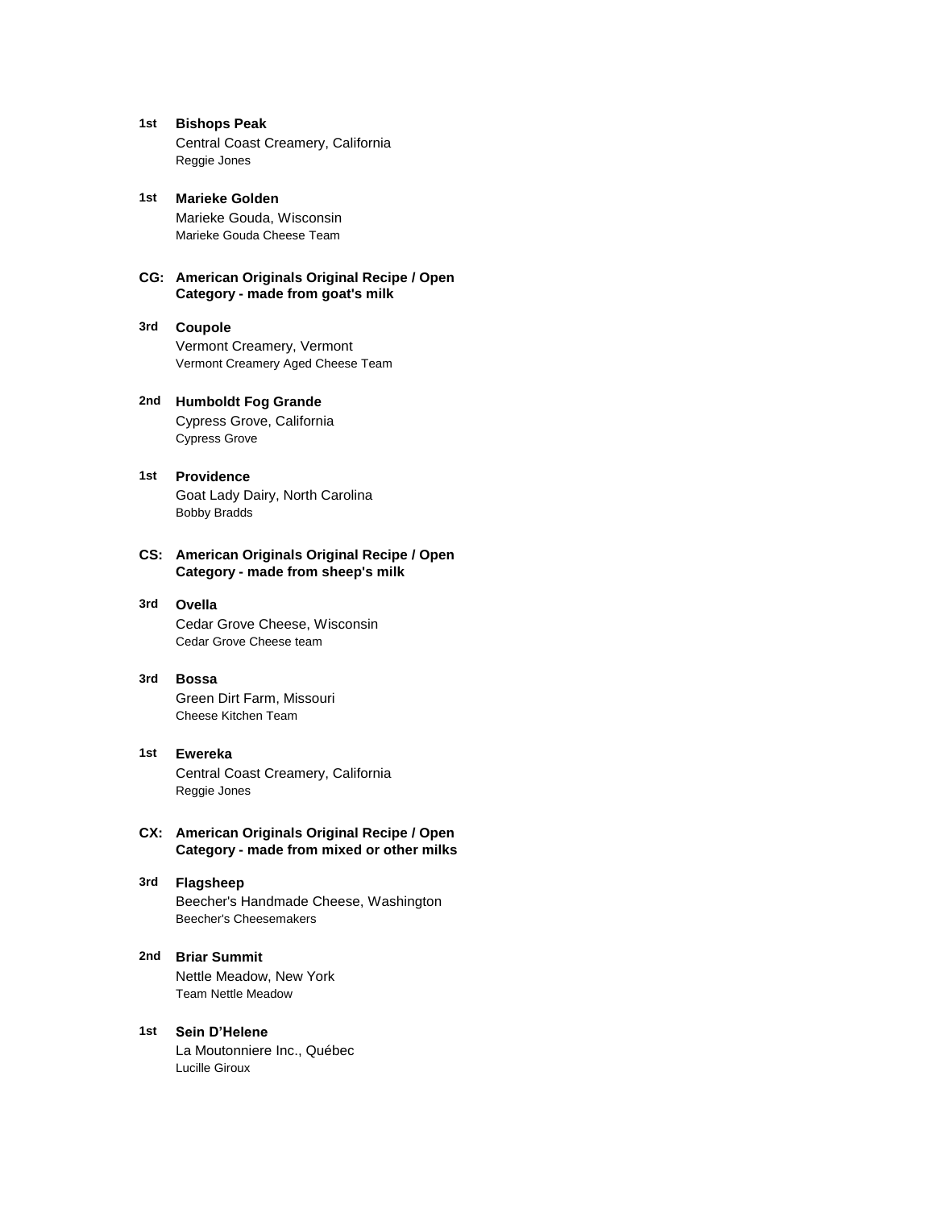**1st** **Bishops Peak**
Central Coast Creamery, California
Reggie Jones

**1st** **Marieke Golden**
Marieke Gouda, Wisconsin
Marieke Gouda Cheese Team

## CG: American Originals Original Recipe / Open Category - made from goat's milk

**3rd** **Coupole**
Vermont Creamery, Vermont
Vermont Creamery Aged Cheese Team

**2nd** **Humboldt Fog Grande**
Cypress Grove, California
Cypress Grove

**1st** **Providence**
Goat Lady Dairy, North Carolina
Bobby Bradds

## CS: American Originals Original Recipe / Open Category - made from sheep's milk

**3rd** **Ovella**
Cedar Grove Cheese, Wisconsin
Cedar Grove Cheese team

**3rd** **Bossa**
Green Dirt Farm, Missouri
Cheese Kitchen Team

**1st** **Ewereka**
Central Coast Creamery, California
Reggie Jones

## CX: American Originals Original Recipe / Open Category - made from mixed or other milks

**3rd** **Flagsheep**
Beecher's Handmade Cheese, Washington
Beecher's Cheesemakers

**2nd** **Briar Summit**
Nettle Meadow, New York
Team Nettle Meadow

**1st** **Sein D'Helene**
La Moutonniere Inc., Québec
Lucille Giroux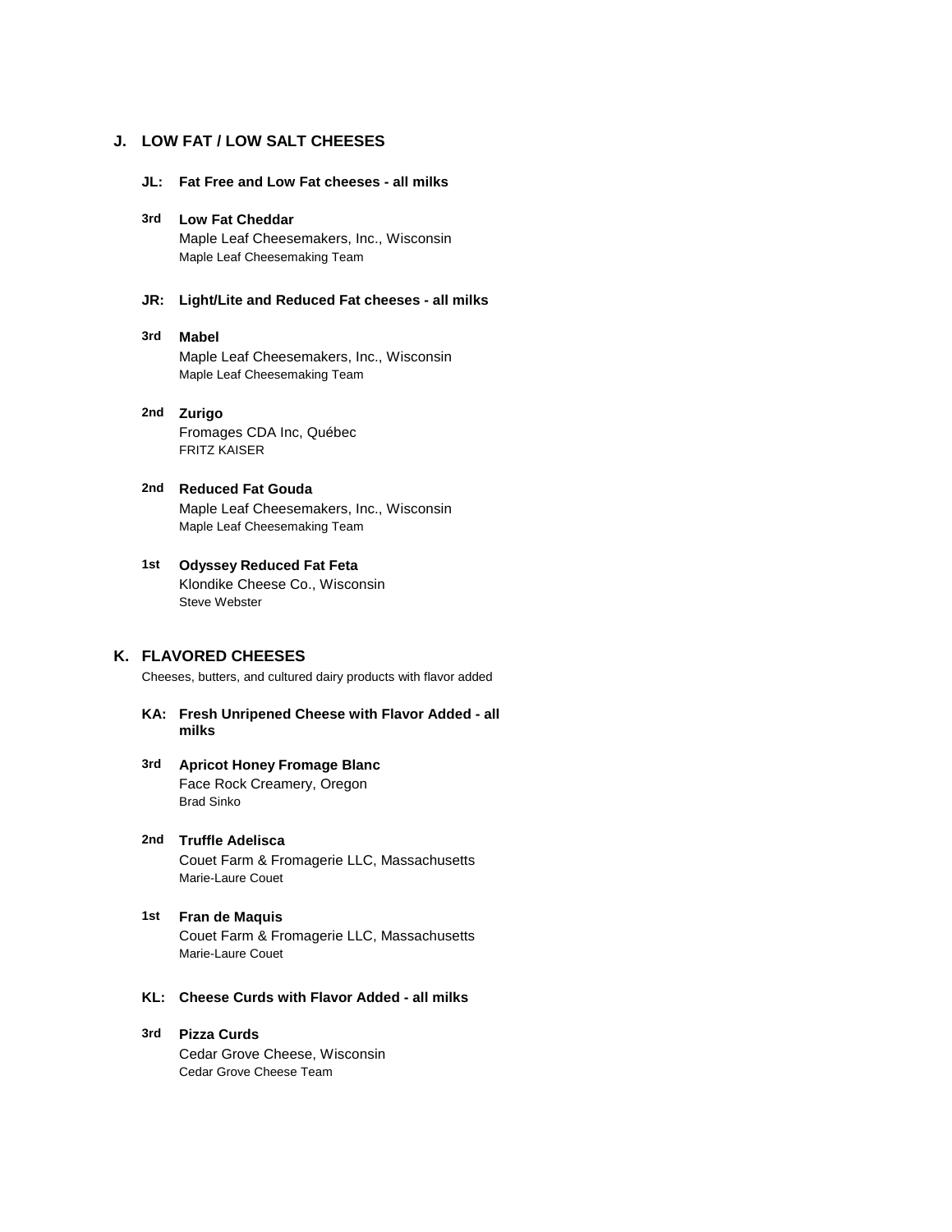## J. LOW FAT / LOW SALT CHEESES

### JL: Fat Free and Low Fat cheeses - all milks

**3rd** **Low Fat Cheddar**
Maple Leaf Cheesemakers, Inc., Wisconsin
Maple Leaf Cheesemaking Team

### JR: Light/Lite and Reduced Fat cheeses - all milks

**3rd** **Mabel**
Maple Leaf Cheesemakers, Inc., Wisconsin
Maple Leaf Cheesemaking Team

**2nd** **Zurigo**
Fromages CDA Inc, Québec
FRITZ KAISER

**2nd** **Reduced Fat Gouda**
Maple Leaf Cheesemakers, Inc., Wisconsin
Maple Leaf Cheesemaking Team

**1st** **Odyssey Reduced Fat Feta**
Klondike Cheese Co., Wisconsin
Steve Webster

## K. FLAVORED CHEESES

Cheeses, butters, and cultured dairy products with flavor added

### KA: Fresh Unripened Cheese with Flavor Added - all milks

**3rd** **Apricot Honey Fromage Blanc**
Face Rock Creamery, Oregon
Brad Sinko

**2nd** **Truffle Adelisca**
Couet Farm & Fromagerie LLC, Massachusetts
Marie-Laure Couet

**1st** **Fran de Maquis**
Couet Farm & Fromagerie LLC, Massachusetts
Marie-Laure Couet

### KL: Cheese Curds with Flavor Added - all milks

**3rd** **Pizza Curds**
Cedar Grove Cheese, Wisconsin
Cedar Grove Cheese Team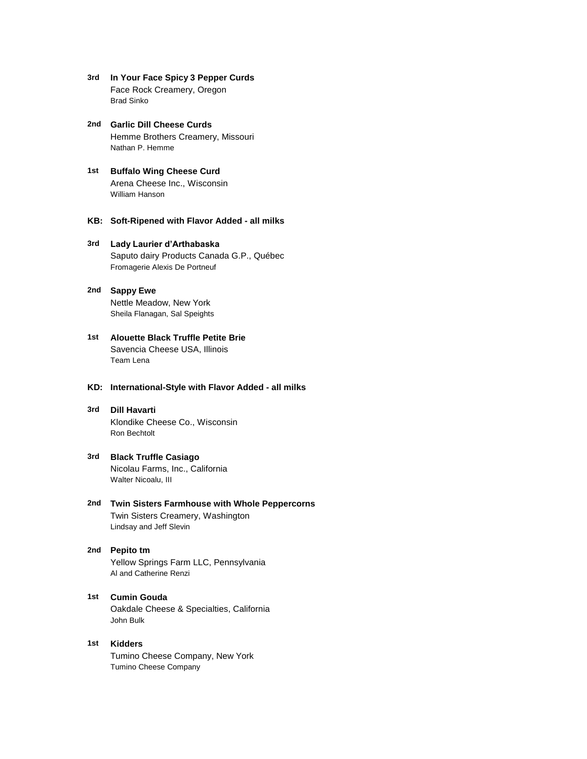**3rd** **In Your Face Spicy 3 Pepper Curds**
Face Rock Creamery, Oregon
Brad Sinko

**2nd** **Garlic Dill Cheese Curds**
Hemme Brothers Creamery, Missouri
Nathan P. Hemme

**1st** **Buffalo Wing Cheese Curd**
Arena Cheese Inc., Wisconsin
William Hanson

### KB: Soft-Ripened with Flavor Added - all milks

**3rd** **Lady Laurier d'Arthabaska**
Saputo dairy Products Canada G.P., Québec
Fromagerie Alexis De Portneuf

**2nd** **Sappy Ewe**
Nettle Meadow, New York
Sheila Flanagan, Sal Speights

**1st** **Alouette Black Truffle Petite Brie**
Savencia Cheese USA, Illinois
Team Lena

### KD: International-Style with Flavor Added - all milks

**3rd** **Dill Havarti**
Klondike Cheese Co., Wisconsin
Ron Bechtolt

**3rd** **Black Truffle Casiago**
Nicolau Farms, Inc., California
Walter Nicoalu, III

**2nd** **Twin Sisters Farmhouse with Whole Peppercorns**
Twin Sisters Creamery, Washington
Lindsay and Jeff Slevin

**2nd** **Pepito tm**
Yellow Springs Farm LLC, Pennsylvania
Al and Catherine Renzi

**1st** **Cumin Gouda**
Oakdale Cheese & Specialties, California
John Bulk

**1st** **Kidders**
Tumino Cheese Company, New York
Tumino Cheese Company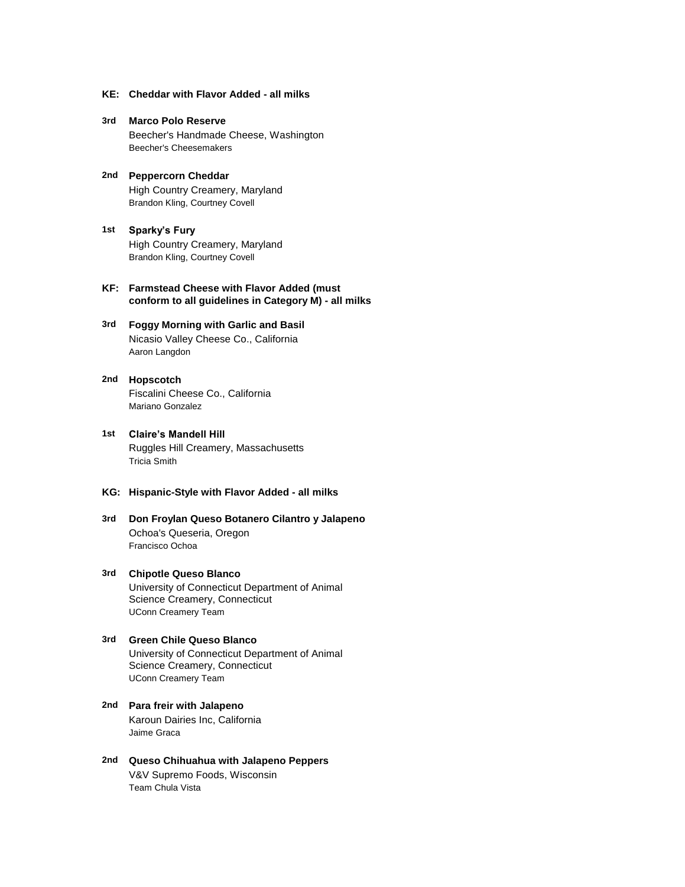### KE: Cheddar with Flavor Added - all milks

**3rd** **Marco Polo Reserve**
Beecher's Handmade Cheese, Washington
Beecher's Cheesemakers

**2nd** **Peppercorn Cheddar**
High Country Creamery, Maryland
Brandon Kling, Courtney Covell

**1st** **Sparky's Fury**
High Country Creamery, Maryland
Brandon Kling, Courtney Covell

### KF: Farmstead Cheese with Flavor Added (must conform to all guidelines in Category M) - all milks

**3rd** **Foggy Morning with Garlic and Basil**
Nicasio Valley Cheese Co., California
Aaron Langdon

**2nd** **Hopscotch**
Fiscalini Cheese Co., California
Mariano Gonzalez

**1st** **Claire's Mandell Hill**
Ruggles Hill Creamery, Massachusetts
Tricia Smith

### KG: Hispanic-Style with Flavor Added - all milks

**3rd** **Don Froylan Queso Botanero Cilantro y Jalapeno**
Ochoa's Queseria, Oregon
Francisco Ochoa

**3rd** **Chipotle Queso Blanco**
University of Connecticut Department of Animal Science Creamery, Connecticut
UConn Creamery Team

**3rd** **Green Chile Queso Blanco**
University of Connecticut Department of Animal Science Creamery, Connecticut
UConn Creamery Team

**2nd** **Para freir with Jalapeno**
Karoun Dairies Inc, California
Jaime Graca

**2nd** **Queso Chihuahua with Jalapeno Peppers**
V&V Supremo Foods, Wisconsin
Team Chula Vista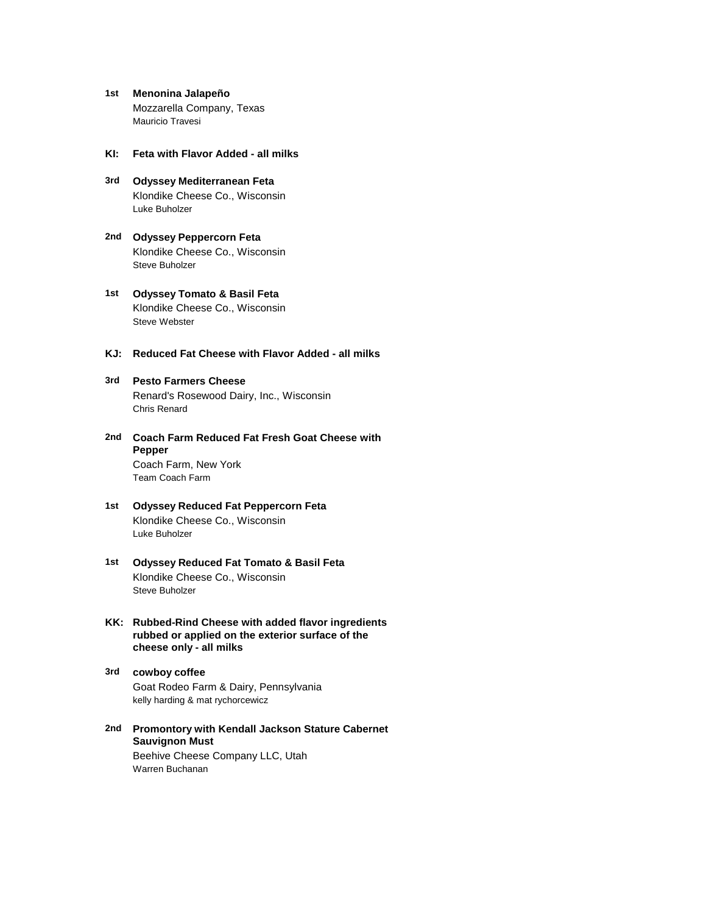**1st** **Menonina Jalapeño**
Mozzarella Company, Texas
Mauricio Travesi

### KI: Feta with Flavor Added - all milks

**3rd** **Odyssey Mediterranean Feta**
Klondike Cheese Co., Wisconsin
Luke Buholzer

**2nd** **Odyssey Peppercorn Feta**
Klondike Cheese Co., Wisconsin
Steve Buholzer

**1st** **Odyssey Tomato & Basil Feta**
Klondike Cheese Co., Wisconsin
Steve Webster

### KJ: Reduced Fat Cheese with Flavor Added - all milks

**3rd** **Pesto Farmers Cheese**
Renard's Rosewood Dairy, Inc., Wisconsin
Chris Renard

**2nd** **Coach Farm Reduced Fat Fresh Goat Cheese with Pepper**
Coach Farm, New York
Team Coach Farm

**1st** **Odyssey Reduced Fat Peppercorn Feta**
Klondike Cheese Co., Wisconsin
Luke Buholzer

**1st** **Odyssey Reduced Fat Tomato & Basil Feta**
Klondike Cheese Co., Wisconsin
Steve Buholzer

### KK: Rubbed-Rind Cheese with added flavor ingredients rubbed or applied on the exterior surface of the cheese only - all milks

**3rd** **cowboy coffee**
Goat Rodeo Farm & Dairy, Pennsylvania
kelly harding & mat rychorcewicz

**2nd** **Promontory with Kendall Jackson Stature Cabernet Sauvignon Must**
Beehive Cheese Company LLC, Utah
Warren Buchanan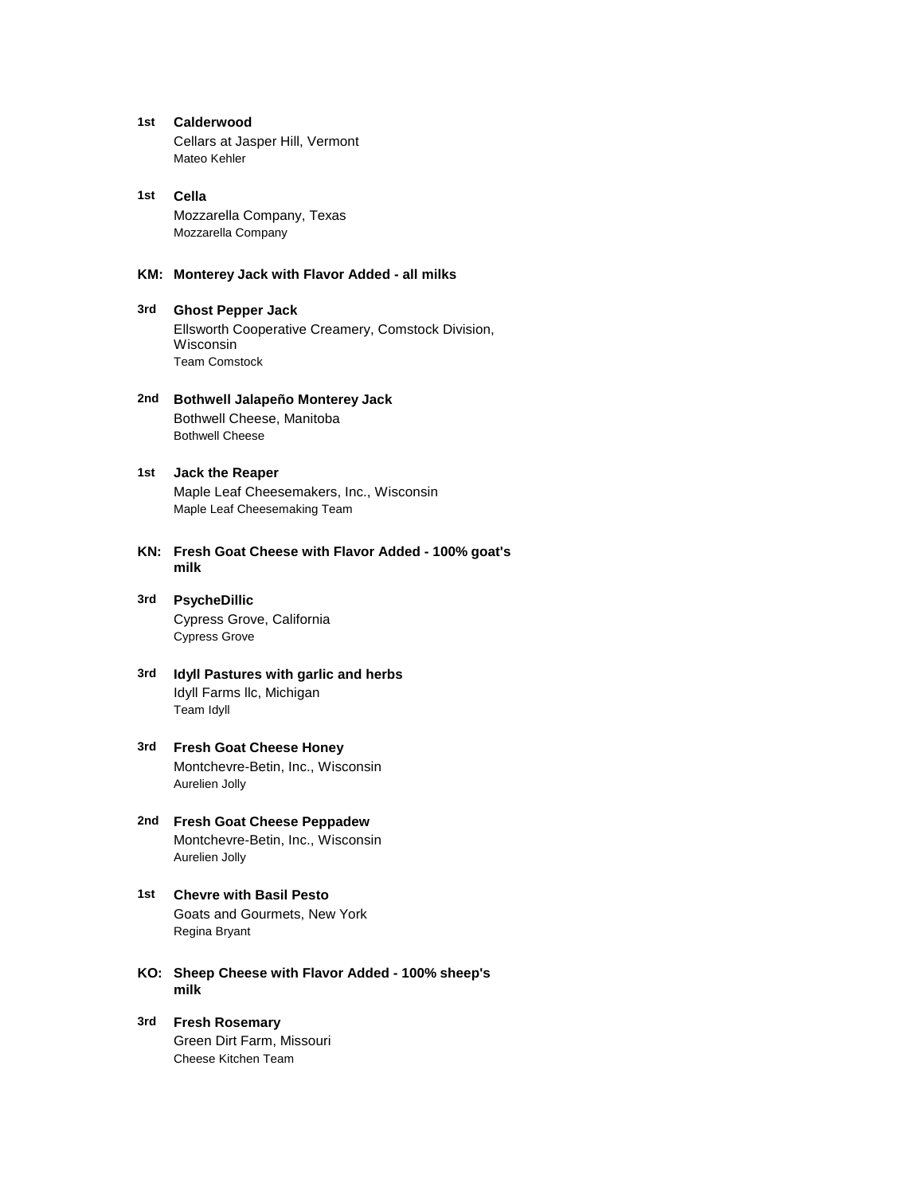**1st** **Calderwood**
Cellars at Jasper Hill, Vermont
Mateo Kehler

**1st** **Cella**
Mozzarella Company, Texas
Mozzarella Company

## KM: Monterey Jack with Flavor Added - all milks

**3rd** **Ghost Pepper Jack**
Ellsworth Cooperative Creamery, Comstock Division, Wisconsin
Team Comstock

**2nd** **Bothwell Jalapeño Monterey Jack**
Bothwell Cheese, Manitoba
Bothwell Cheese

**1st** **Jack the Reaper**
Maple Leaf Cheesemakers, Inc., Wisconsin
Maple Leaf Cheesemaking Team

## KN: Fresh Goat Cheese with Flavor Added - 100% goat's milk

**3rd** **PsycheDillic**
Cypress Grove, California
Cypress Grove

**3rd** **Idyll Pastures with garlic and herbs**
Idyll Farms llc, Michigan
Team Idyll

**3rd** **Fresh Goat Cheese Honey**
Montchevre-Betin, Inc., Wisconsin
Aurelien Jolly

**2nd** **Fresh Goat Cheese Peppadew**
Montchevre-Betin, Inc., Wisconsin
Aurelien Jolly

**1st** **Chevre with Basil Pesto**
Goats and Gourmets, New York
Regina Bryant

## KO: Sheep Cheese with Flavor Added - 100% sheep's milk

**3rd** **Fresh Rosemary**
Green Dirt Farm, Missouri
Cheese Kitchen Team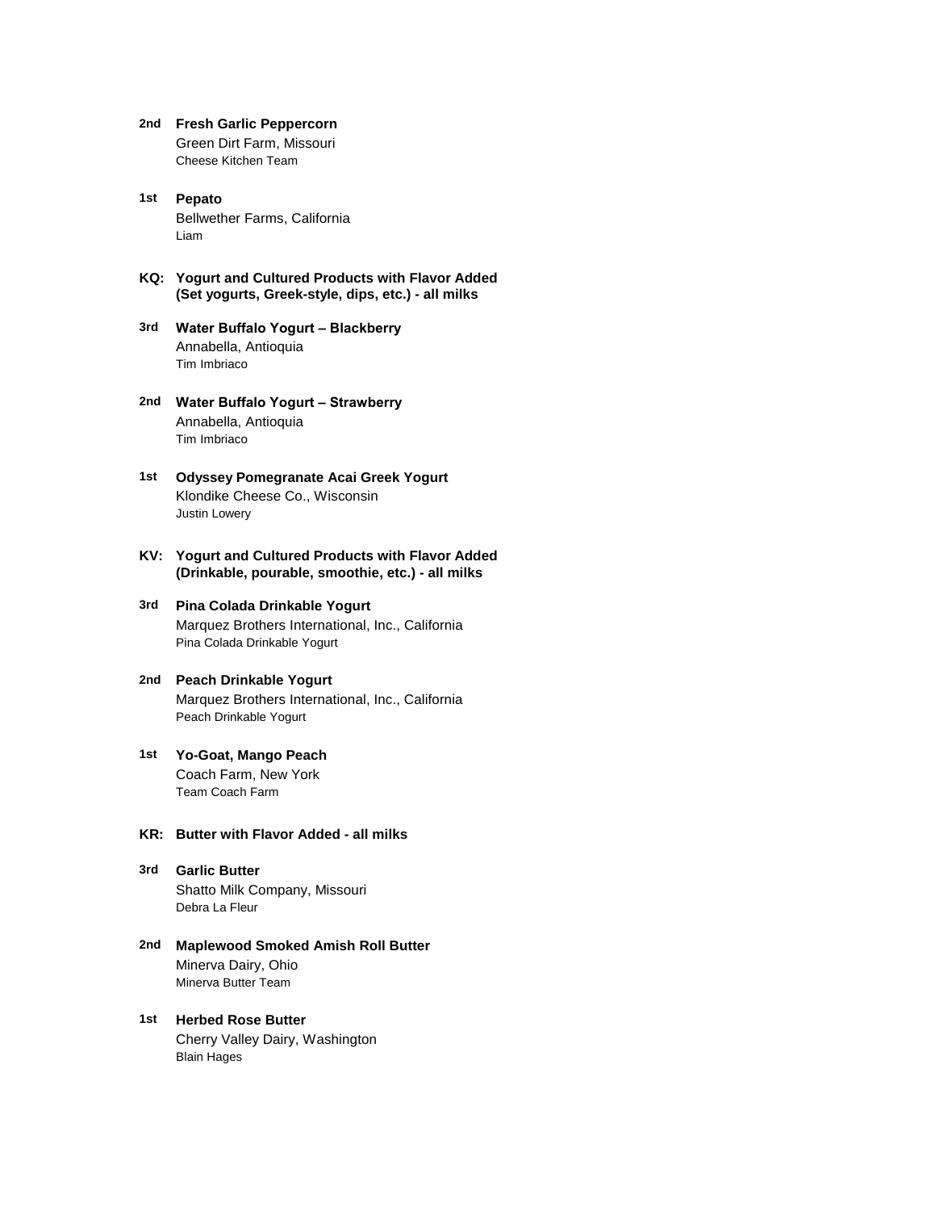**2nd** **Fresh Garlic Peppercorn**
Green Dirt Farm, Missouri
Cheese Kitchen Team

**1st** **Pepato**
Bellwether Farms, California
Liam

## KQ: Yogurt and Cultured Products with Flavor Added (Set yogurts, Greek-style, dips, etc.) - all milks

**3rd** **Water Buffalo Yogurt – Blackberry**
Annabella, Antioquia
Tim Imbriaco

**2nd** **Water Buffalo Yogurt – Strawberry**
Annabella, Antioquia
Tim Imbriaco

**1st** **Odyssey Pomegranate Acai Greek Yogurt**
Klondike Cheese Co., Wisconsin
Justin Lowery

## KV: Yogurt and Cultured Products with Flavor Added (Drinkable, pourable, smoothie, etc.) - all milks

**3rd** **Pina Colada Drinkable Yogurt**
Marquez Brothers International, Inc., California
Pina Colada Drinkable Yogurt

**2nd** **Peach Drinkable Yogurt**
Marquez Brothers International, Inc., California
Peach Drinkable Yogurt

**1st** **Yo-Goat, Mango Peach**
Coach Farm, New York
Team Coach Farm

## KR: Butter with Flavor Added - all milks

**3rd** **Garlic Butter**
Shatto Milk Company, Missouri
Debra La Fleur

**2nd** **Maplewood Smoked Amish Roll Butter**
Minerva Dairy, Ohio
Minerva Butter Team

**1st** **Herbed Rose Butter**
Cherry Valley Dairy, Washington
Blain Hages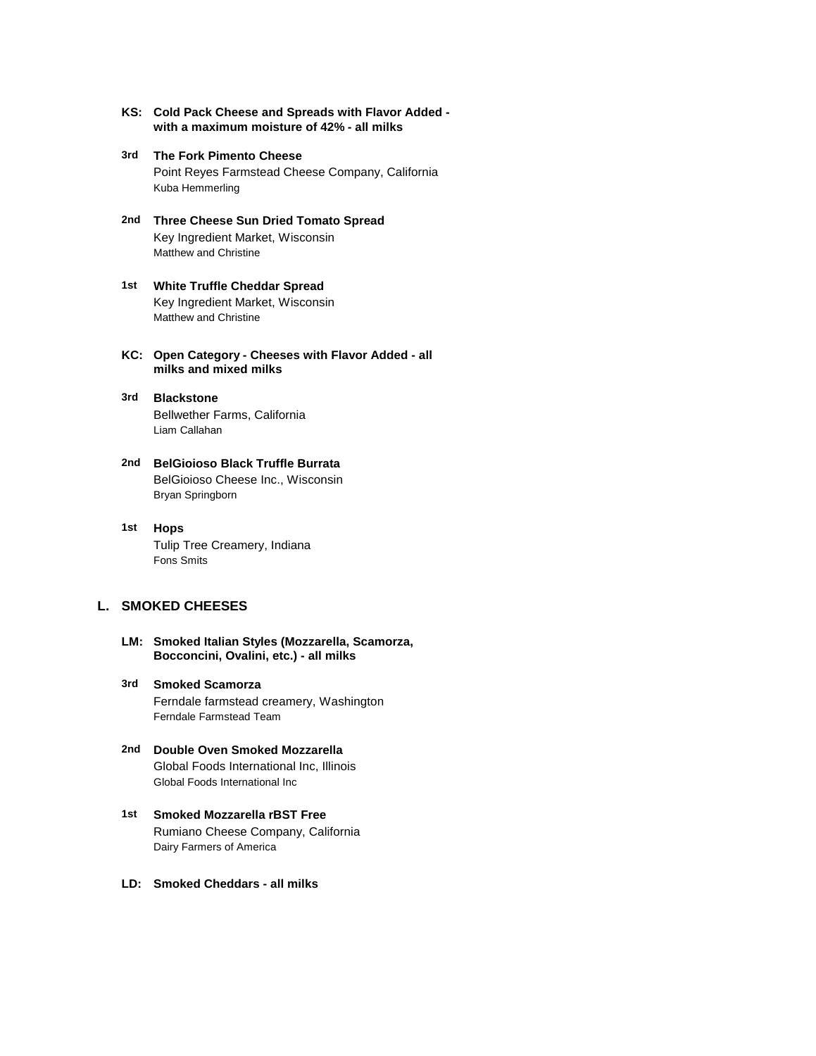**KS: Cold Pack Cheese and Spreads with Flavor Added - with a maximum moisture of 42% - all milks**

**3rd** **The Fork Pimento Cheese**
Point Reyes Farmstead Cheese Company, California
Kuba Hemmerling

**2nd** **Three Cheese Sun Dried Tomato Spread**
Key Ingredient Market, Wisconsin
Matthew and Christine

**1st** **White Truffle Cheddar Spread**
Key Ingredient Market, Wisconsin
Matthew and Christine

**KC: Open Category - Cheeses with Flavor Added - all milks and mixed milks**

**3rd** **Blackstone**
Bellwether Farms, California
Liam Callahan

**2nd** **BelGioioso Black Truffle Burrata**
BelGioioso Cheese Inc., Wisconsin
Bryan Springborn

**1st** **Hops**
Tulip Tree Creamery, Indiana
Fons Smits

## L. SMOKED CHEESES

**LM: Smoked Italian Styles (Mozzarella, Scamorza, Bocconcini, Ovalini, etc.) - all milks**

**3rd** **Smoked Scamorza**
Ferndale farmstead creamery, Washington
Ferndale Farmstead Team

**2nd** **Double Oven Smoked Mozzarella**
Global Foods International Inc, Illinois
Global Foods International Inc

**1st** **Smoked Mozzarella rBST Free**
Rumiano Cheese Company, California
Dairy Farmers of America

**LD: Smoked Cheddars - all milks**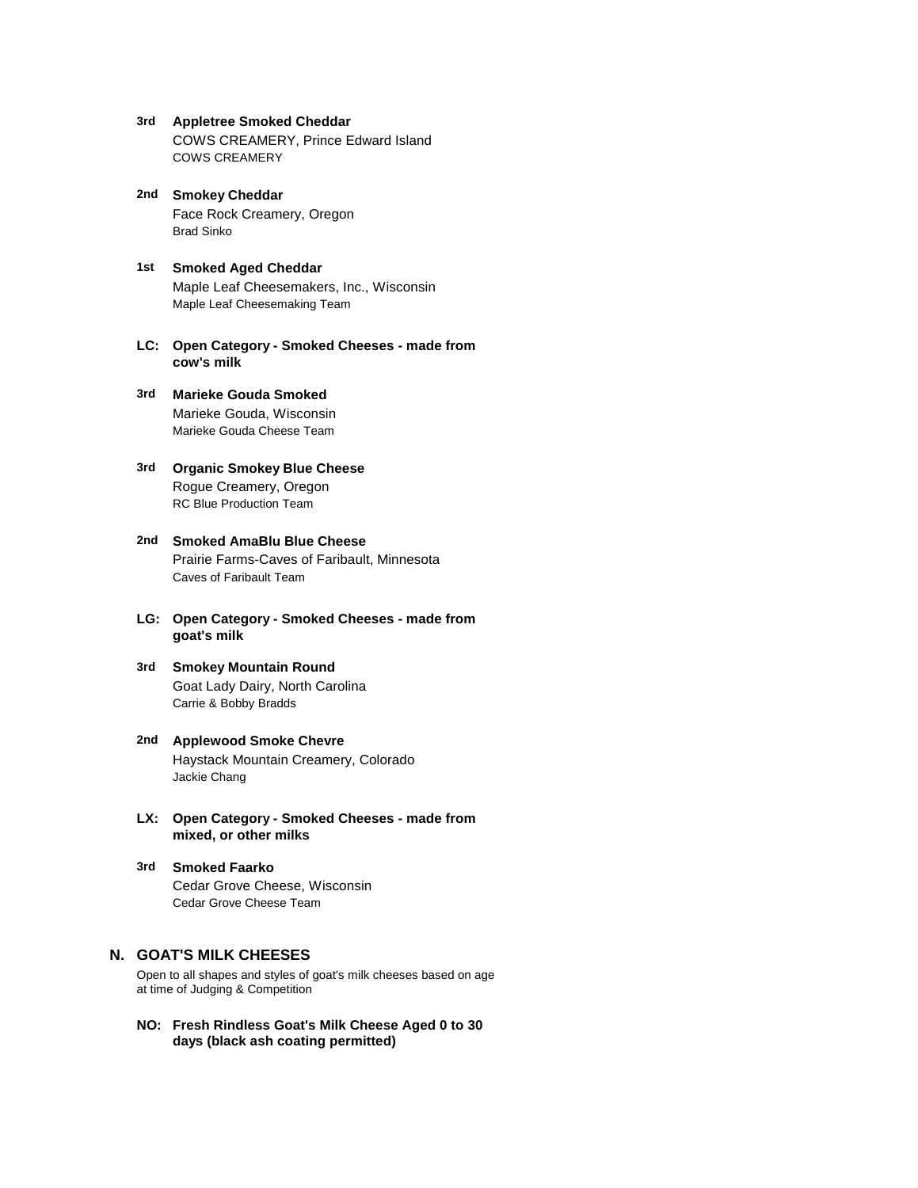**3rd** **Appletree Smoked Cheddar**
COWS CREAMERY, Prince Edward Island
COWS CREAMERY

**2nd** **Smokey Cheddar**
Face Rock Creamery, Oregon
Brad Sinko

**1st** **Smoked Aged Cheddar**
Maple Leaf Cheesemakers, Inc., Wisconsin
Maple Leaf Cheesemaking Team

### LC: Open Category - Smoked Cheeses - made from cow's milk

**3rd** **Marieke Gouda Smoked**
Marieke Gouda, Wisconsin
Marieke Gouda Cheese Team

**3rd** **Organic Smokey Blue Cheese**
Rogue Creamery, Oregon
RC Blue Production Team

**2nd** **Smoked AmaBlu Blue Cheese**
Prairie Farms-Caves of Faribault, Minnesota
Caves of Faribault Team

### LG: Open Category - Smoked Cheeses - made from goat's milk

**3rd** **Smokey Mountain Round**
Goat Lady Dairy, North Carolina
Carrie & Bobby Bradds

**2nd** **Applewood Smoke Chevre**
Haystack Mountain Creamery, Colorado
Jackie Chang

### LX: Open Category - Smoked Cheeses - made from mixed, or other milks

**3rd** **Smoked Faarko**
Cedar Grove Cheese, Wisconsin
Cedar Grove Cheese Team

## N. GOAT'S MILK CHEESES

Open to all shapes and styles of goat's milk cheeses based on age at time of Judging & Competition

### NO: Fresh Rindless Goat's Milk Cheese Aged 0 to 30 days (black ash coating permitted)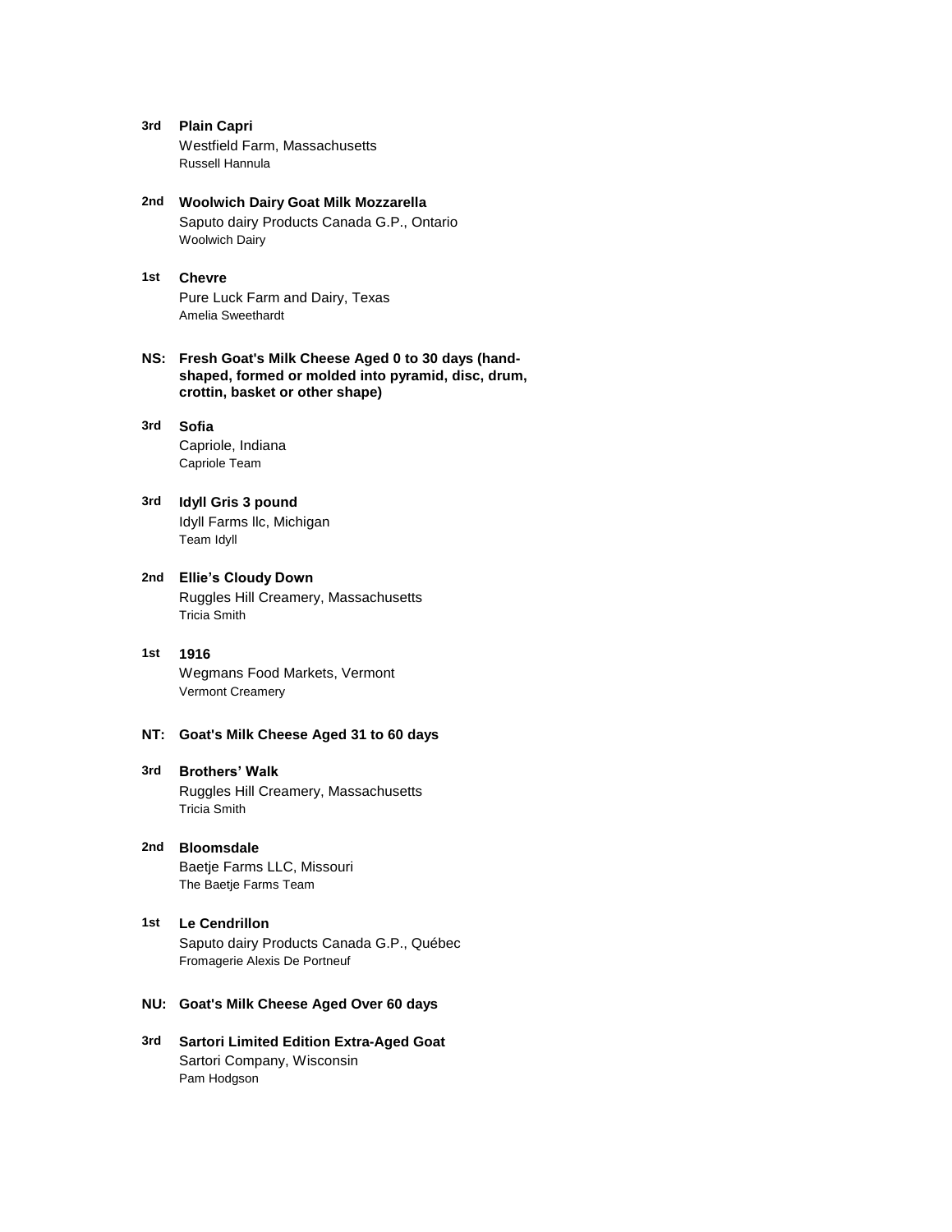**3rd** **Plain Capri**
Westfield Farm, Massachusetts
Russell Hannula

**2nd** **Woolwich Dairy Goat Milk Mozzarella**
Saputo dairy Products Canada G.P., Ontario
Woolwich Dairy

**1st** **Chevre**
Pure Luck Farm and Dairy, Texas
Amelia Sweethardt

**NS: Fresh Goat's Milk Cheese Aged 0 to 30 days (hand-shaped, formed or molded into pyramid, disc, drum, crottin, basket or other shape)**

**3rd** **Sofia**
Capriole, Indiana
Capriole Team

**3rd** **Idyll Gris 3 pound**
Idyll Farms llc, Michigan
Team Idyll

**2nd** **Ellie's Cloudy Down**
Ruggles Hill Creamery, Massachusetts
Tricia Smith

**1st** **1916**
Wegmans Food Markets, Vermont
Vermont Creamery

**NT: Goat's Milk Cheese Aged 31 to 60 days**

**3rd** **Brothers' Walk**
Ruggles Hill Creamery, Massachusetts
Tricia Smith

**2nd** **Bloomsdale**
Baetje Farms LLC, Missouri
The Baetje Farms Team

**1st** **Le Cendrillon**
Saputo dairy Products Canada G.P., Québec
Fromagerie Alexis De Portneuf

**NU: Goat's Milk Cheese Aged Over 60 days**

**3rd** **Sartori Limited Edition Extra-Aged Goat**
Sartori Company, Wisconsin
Pam Hodgson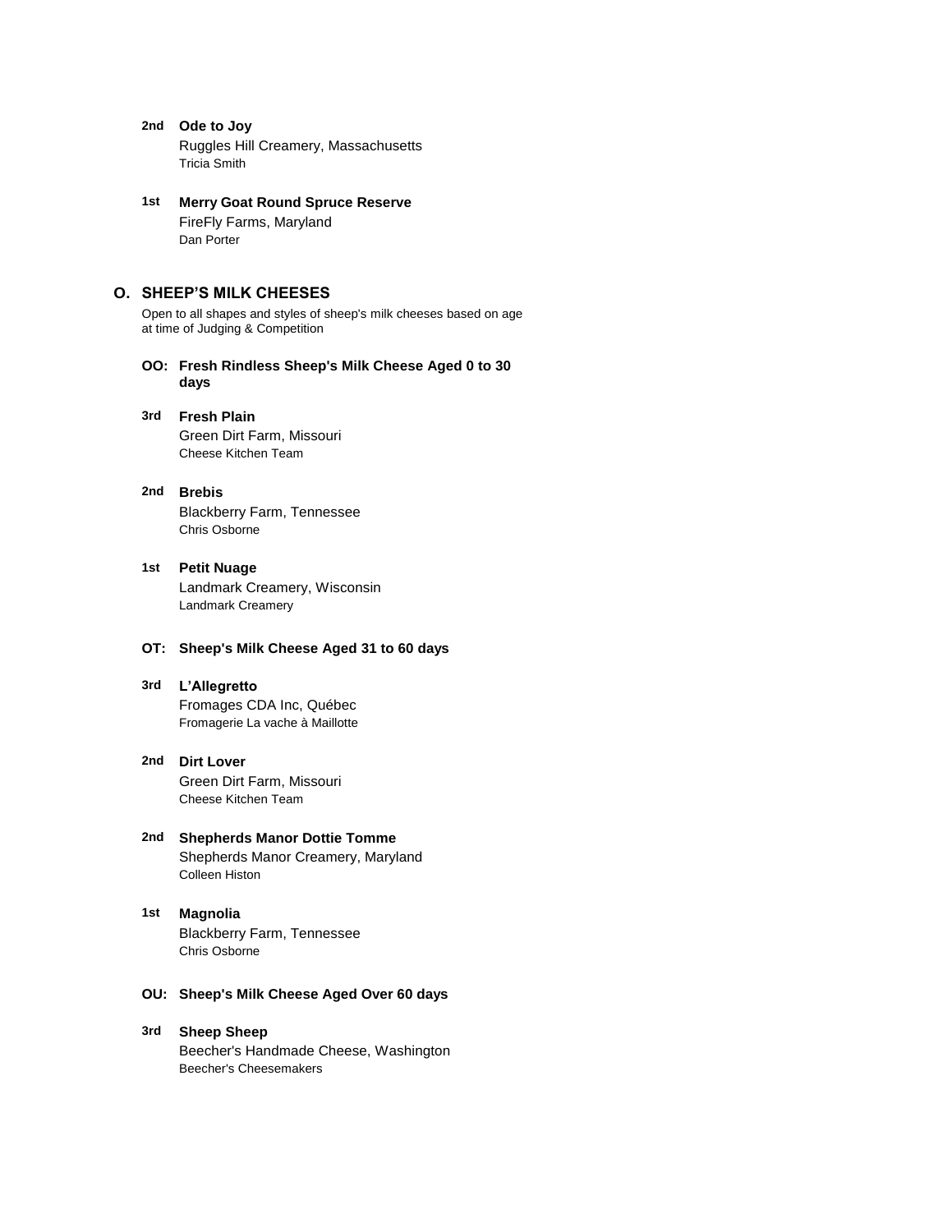**2nd** **Ode to Joy**
Ruggles Hill Creamery, Massachusetts
Tricia Smith

**1st** **Merry Goat Round Spruce Reserve**
FireFly Farms, Maryland
Dan Porter

## O. SHEEP'S MILK CHEESES

Open to all shapes and styles of sheep's milk cheeses based on age at time of Judging & Competition

### OO: Fresh Rindless Sheep's Milk Cheese Aged 0 to 30 days

**3rd** **Fresh Plain**
Green Dirt Farm, Missouri
Cheese Kitchen Team

**2nd** **Brebis**
Blackberry Farm, Tennessee
Chris Osborne

**1st** **Petit Nuage**
Landmark Creamery, Wisconsin
Landmark Creamery

### OT: Sheep's Milk Cheese Aged 31 to 60 days

**3rd** **L'Allegretto**
Fromages CDA Inc, Québec
Fromagerie La vache à Maillotte

**2nd** **Dirt Lover**
Green Dirt Farm, Missouri
Cheese Kitchen Team

**2nd** **Shepherds Manor Dottie Tomme**
Shepherds Manor Creamery, Maryland
Colleen Histon

**1st** **Magnolia**
Blackberry Farm, Tennessee
Chris Osborne

### OU: Sheep's Milk Cheese Aged Over 60 days

**3rd** **Sheep Sheep**
Beecher's Handmade Cheese, Washington
Beecher's Cheesemakers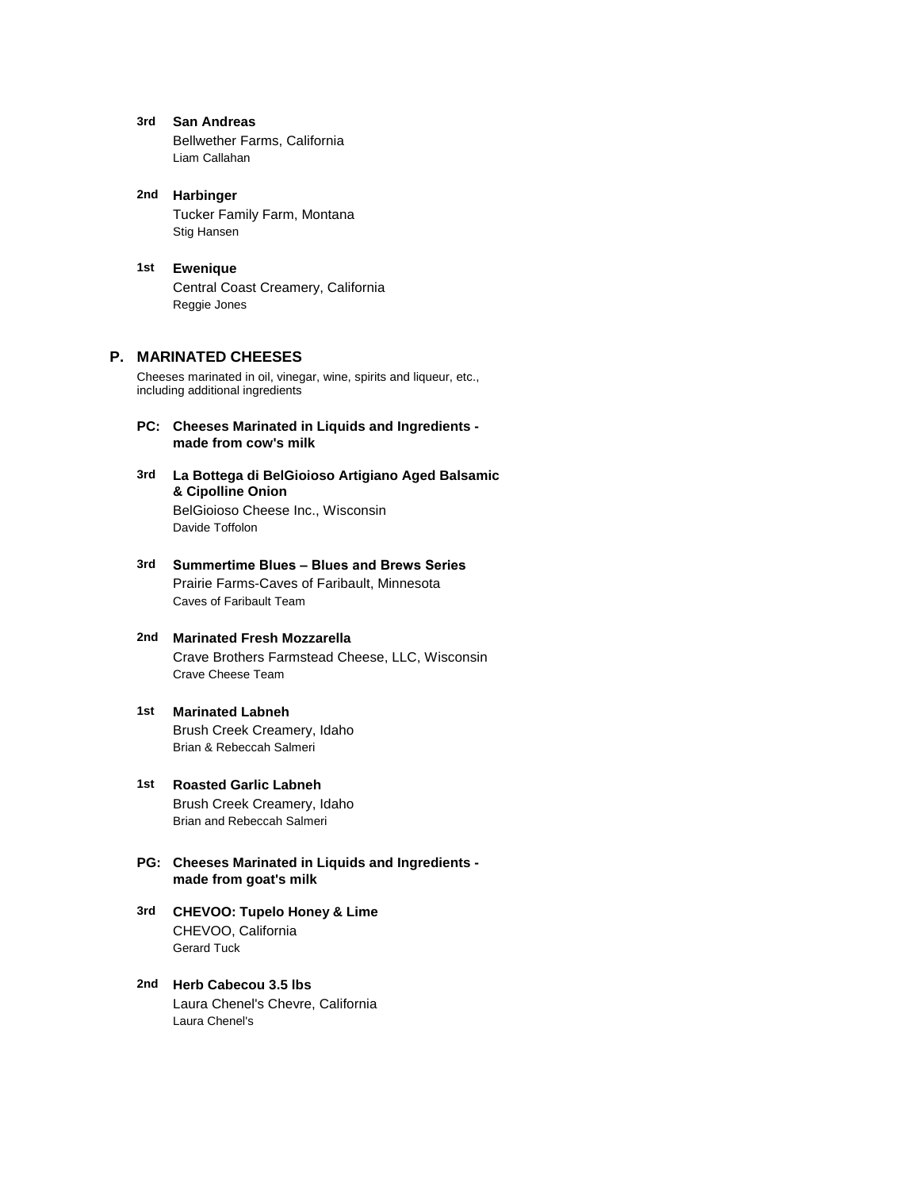**3rd** **San Andreas**
Bellwether Farms, California
Liam Callahan

**2nd** **Harbinger**
Tucker Family Farm, Montana
Stig Hansen

**1st** **Ewenique**
Central Coast Creamery, California
Reggie Jones

## P. MARINATED CHEESES

Cheeses marinated in oil, vinegar, wine, spirits and liqueur, etc., including additional ingredients

### PC: Cheeses Marinated in Liquids and Ingredients - made from cow's milk

**3rd** **La Bottega di BelGioioso Artigiano Aged Balsamic & Cipolline Onion**
BelGioioso Cheese Inc., Wisconsin
Davide Toffolon

**3rd** **Summertime Blues – Blues and Brews Series**
Prairie Farms-Caves of Faribault, Minnesota
Caves of Faribault Team

**2nd** **Marinated Fresh Mozzarella**
Crave Brothers Farmstead Cheese, LLC, Wisconsin
Crave Cheese Team

**1st** **Marinated Labneh**
Brush Creek Creamery, Idaho
Brian & Rebeccah Salmeri

**1st** **Roasted Garlic Labneh**
Brush Creek Creamery, Idaho
Brian and Rebeccah Salmeri

### PG: Cheeses Marinated in Liquids and Ingredients - made from goat's milk

**3rd** **CHEVOO: Tupelo Honey & Lime**
CHEVOO, California
Gerard Tuck

**2nd** **Herb Cabecou 3.5 lbs**
Laura Chenel's Chevre, California
Laura Chenel's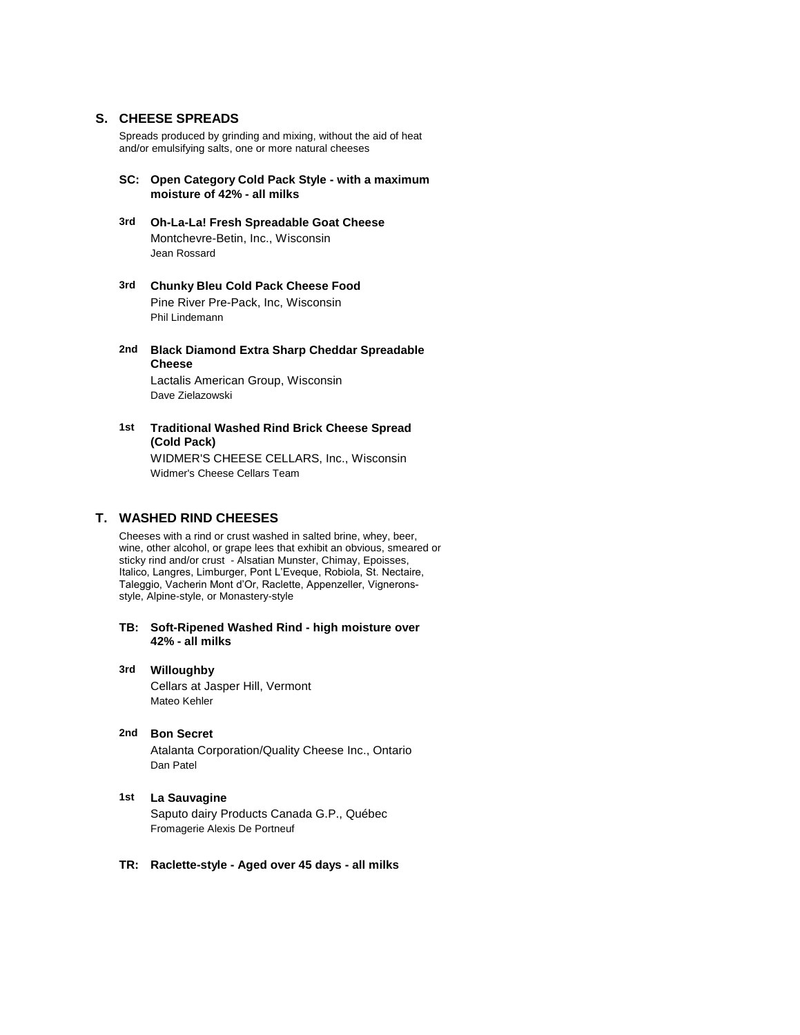## S. CHEESE SPREADS

Spreads produced by grinding and mixing, without the aid of heat and/or emulsifying salts, one or more natural cheeses

### SC: Open Category Cold Pack Style - with a maximum moisture of 42% - all milks

**3rd** **Oh-La-La! Fresh Spreadable Goat Cheese**
Montchevre-Betin, Inc., Wisconsin
Jean Rossard

**3rd** **Chunky Bleu Cold Pack Cheese Food**
Pine River Pre-Pack, Inc, Wisconsin
Phil Lindemann

**2nd** **Black Diamond Extra Sharp Cheddar Spreadable Cheese**
Lactalis American Group, Wisconsin
Dave Zielazowski

**1st** **Traditional Washed Rind Brick Cheese Spread (Cold Pack)**
WIDMER'S CHEESE CELLARS, Inc., Wisconsin
Widmer's Cheese Cellars Team

## T. WASHED RIND CHEESES

Cheeses with a rind or crust washed in salted brine, whey, beer, wine, other alcohol, or grape lees that exhibit an obvious, smeared or sticky rind and/or crust - Alsatian Munster, Chimay, Epoisses, Italico, Langres, Limburger, Pont L'Eveque, Robiola, St. Nectaire, Taleggio, Vacherin Mont d'Or, Raclette, Appenzeller, Vignerons-style, Alpine-style, or Monastery-style

### TB: Soft-Ripened Washed Rind - high moisture over 42% - all milks

**3rd** **Willoughby**
Cellars at Jasper Hill, Vermont
Mateo Kehler

**2nd** **Bon Secret**
Atalanta Corporation/Quality Cheese Inc., Ontario
Dan Patel

**1st** **La Sauvagine**
Saputo dairy Products Canada G.P., Québec
Fromagerie Alexis De Portneuf

### TR: Raclette-style - Aged over 45 days - all milks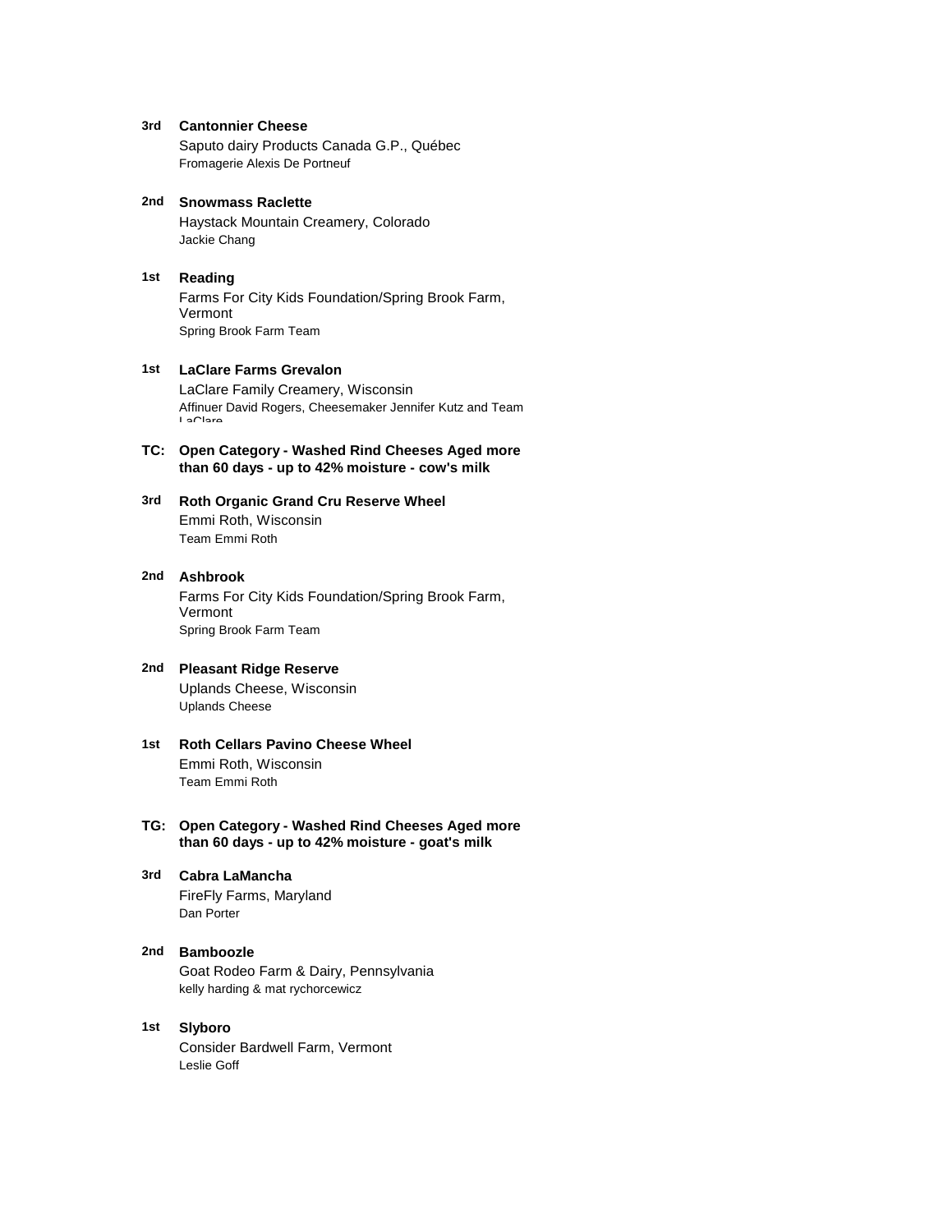**3rd** **Cantonnier Cheese**
Saputo dairy Products Canada G.P., Québec
Fromagerie Alexis De Portneuf

**2nd** **Snowmass Raclette**
Haystack Mountain Creamery, Colorado
Jackie Chang

**1st** **Reading**
Farms For City Kids Foundation/Spring Brook Farm, Vermont
Spring Brook Farm Team

**1st** **LaClare Farms Grevalon**
LaClare Family Creamery, Wisconsin
Affinuer David Rogers, Cheesemaker Jennifer Kutz and Team LaClare

## TC: Open Category - Washed Rind Cheeses Aged more than 60 days - up to 42% moisture - cow's milk

**3rd** **Roth Organic Grand Cru Reserve Wheel**
Emmi Roth, Wisconsin
Team Emmi Roth

**2nd** **Ashbrook**
Farms For City Kids Foundation/Spring Brook Farm, Vermont
Spring Brook Farm Team

**2nd** **Pleasant Ridge Reserve**
Uplands Cheese, Wisconsin
Uplands Cheese

**1st** **Roth Cellars Pavino Cheese Wheel**
Emmi Roth, Wisconsin
Team Emmi Roth

## TG: Open Category - Washed Rind Cheeses Aged more than 60 days - up to 42% moisture - goat's milk

**3rd** **Cabra LaMancha**
FireFly Farms, Maryland
Dan Porter

**2nd** **Bamboozle**
Goat Rodeo Farm & Dairy, Pennsylvania
kelly harding & mat rychorcewicz

**1st** **Slyboro**
Consider Bardwell Farm, Vermont
Leslie Goff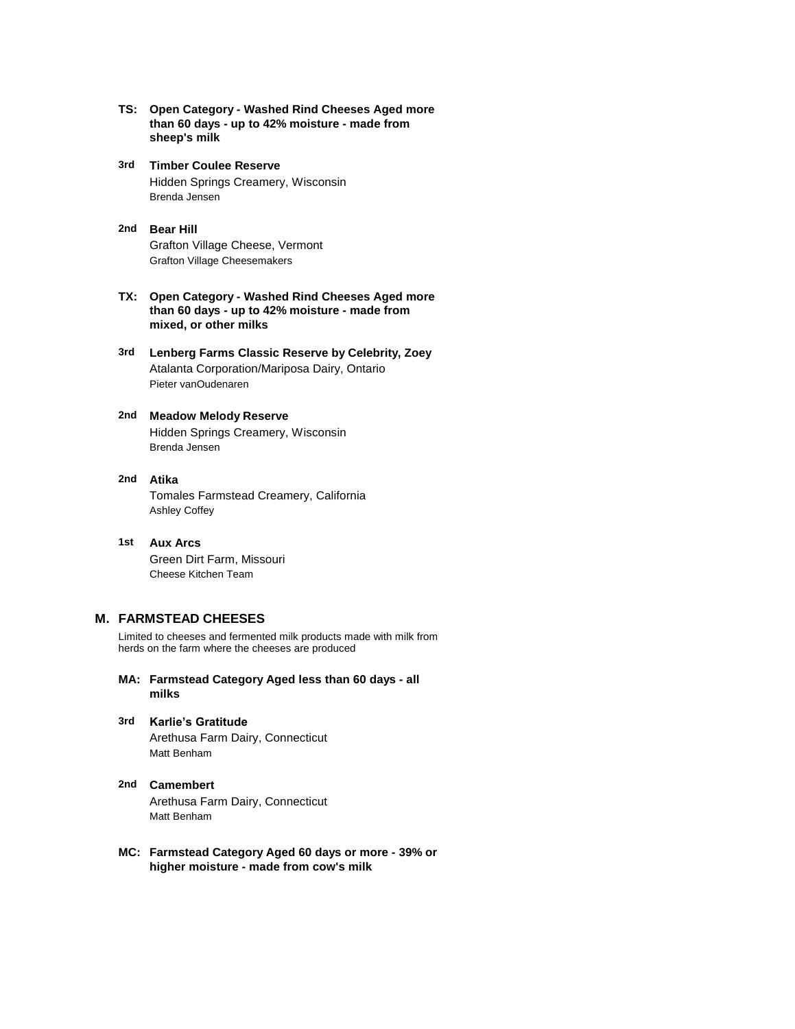**TS: Open Category - Washed Rind Cheeses Aged more than 60 days - up to 42% moisture - made from sheep's milk**

**3rd** **Timber Coulee Reserve**
Hidden Springs Creamery, Wisconsin
Brenda Jensen

**2nd** **Bear Hill**
Grafton Village Cheese, Vermont
Grafton Village Cheesemakers

**TX: Open Category - Washed Rind Cheeses Aged more than 60 days - up to 42% moisture - made from mixed, or other milks**

**3rd** **Lenberg Farms Classic Reserve by Celebrity, Zoey**
Atalanta Corporation/Mariposa Dairy, Ontario
Pieter vanOudenaren

**2nd** **Meadow Melody Reserve**
Hidden Springs Creamery, Wisconsin
Brenda Jensen

**2nd** **Atika**
Tomales Farmstead Creamery, California
Ashley Coffey

**1st** **Aux Arcs**
Green Dirt Farm, Missouri
Cheese Kitchen Team

## M. FARMSTEAD CHEESES

Limited to cheeses and fermented milk products made with milk from herds on the farm where the cheeses are produced

**MA: Farmstead Category Aged less than 60 days - all milks**

**3rd** **Karlie's Gratitude**
Arethusa Farm Dairy, Connecticut
Matt Benham

**2nd** **Camembert**
Arethusa Farm Dairy, Connecticut
Matt Benham

**MC: Farmstead Category Aged 60 days or more - 39% or higher moisture - made from cow's milk**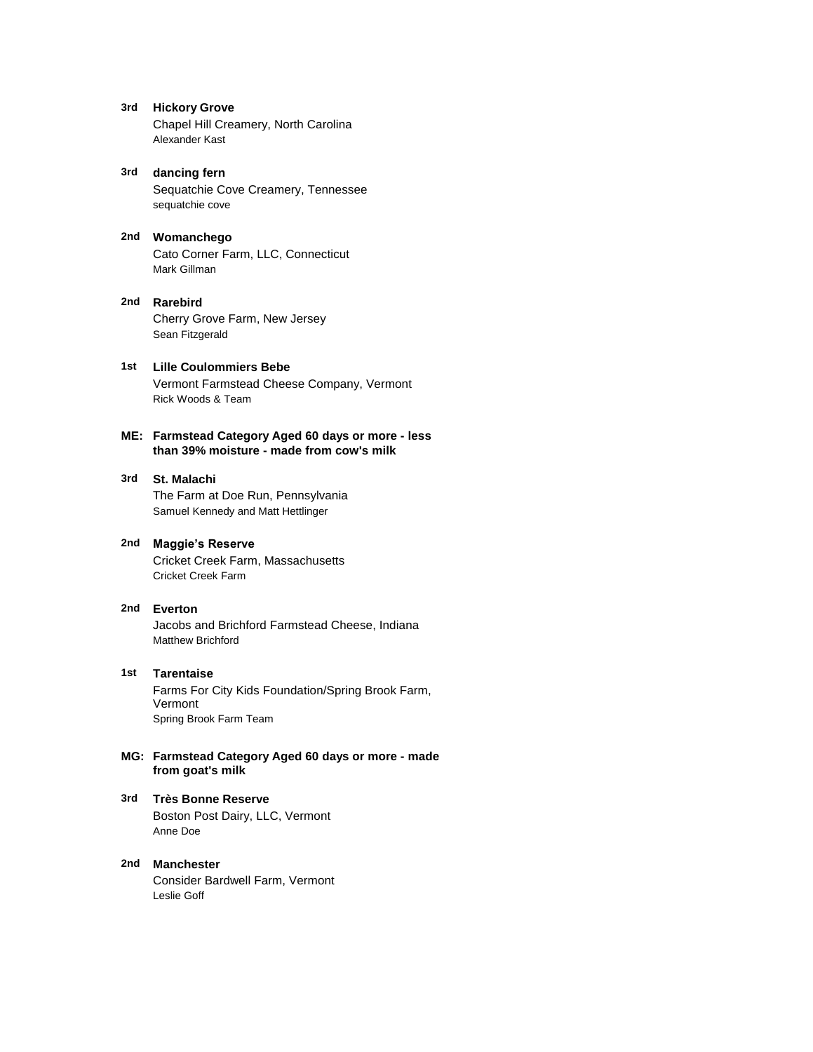**3rd** **Hickory Grove**
Chapel Hill Creamery, North Carolina
Alexander Kast

**3rd** **dancing fern**
Sequatchie Cove Creamery, Tennessee
sequatchie cove

**2nd** **Womanchego**
Cato Corner Farm, LLC, Connecticut
Mark Gillman

**2nd** **Rarebird**
Cherry Grove Farm, New Jersey
Sean Fitzgerald

**1st** **Lille Coulommiers Bebe**
Vermont Farmstead Cheese Company, Vermont
Rick Woods & Team

**ME: Farmstead Category Aged 60 days or more - less than 39% moisture - made from cow's milk**

**3rd** **St. Malachi**
The Farm at Doe Run, Pennsylvania
Samuel Kennedy and Matt Hettlinger

**2nd** **Maggie's Reserve**
Cricket Creek Farm, Massachusetts
Cricket Creek Farm

**2nd** **Everton**
Jacobs and Brichford Farmstead Cheese, Indiana
Matthew Brichford

**1st** **Tarentaise**
Farms For City Kids Foundation/Spring Brook Farm, Vermont
Spring Brook Farm Team

**MG: Farmstead Category Aged 60 days or more - made from goat's milk**

**3rd** **Très Bonne Reserve**
Boston Post Dairy, LLC, Vermont
Anne Doe

**2nd** **Manchester**
Consider Bardwell Farm, Vermont
Leslie Goff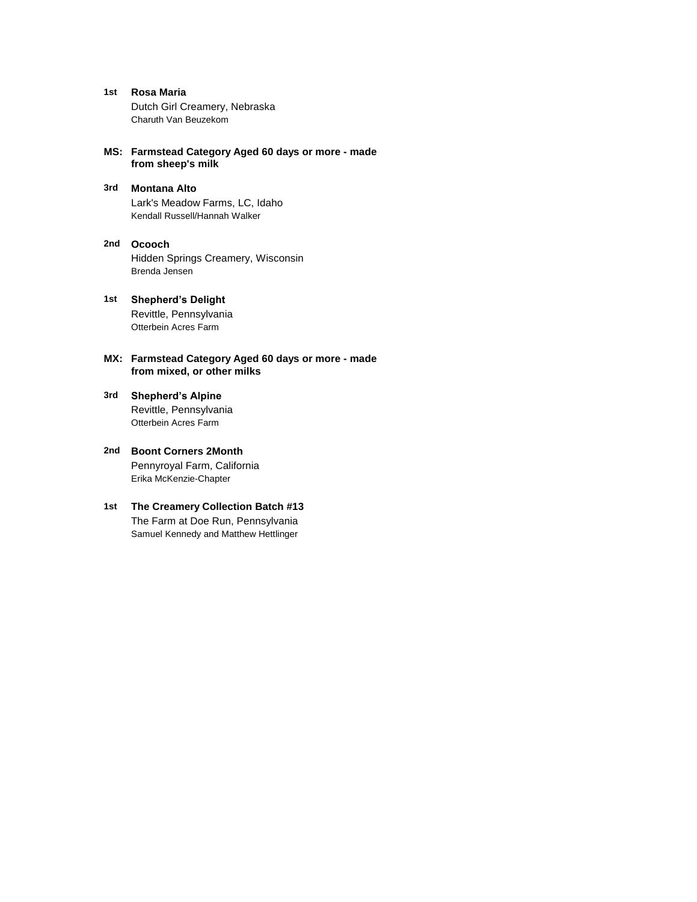**1st** **Rosa Maria**
Dutch Girl Creamery, Nebraska
Charuth Van Beuzekom

### MS: Farmstead Category Aged 60 days or more - made from sheep's milk

**3rd** **Montana Alto**
Lark's Meadow Farms, LC, Idaho
Kendall Russell/Hannah Walker

**2nd** **Ocooch**
Hidden Springs Creamery, Wisconsin
Brenda Jensen

**1st** **Shepherd's Delight**
Revittle, Pennsylvania
Otterbein Acres Farm

### MX: Farmstead Category Aged 60 days or more - made from mixed, or other milks

**3rd** **Shepherd's Alpine**
Revittle, Pennsylvania
Otterbein Acres Farm

**2nd** **Boont Corners 2Month**
Pennyroyal Farm, California
Erika McKenzie-Chapter

**1st** **The Creamery Collection Batch #13**
The Farm at Doe Run, Pennsylvania
Samuel Kennedy and Matthew Hettlinger